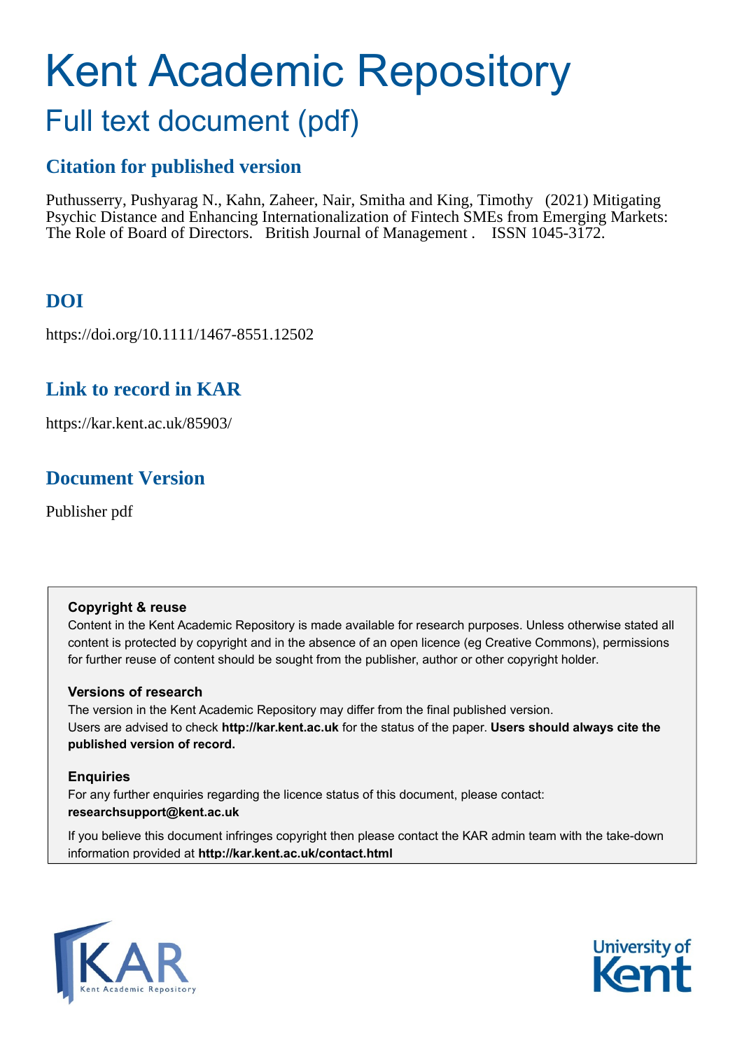# Kent Academic Repository

## Full text document (pdf)

### Citation for published version

Puthusserry, Pushyarag N., Kahn, Zaheer, Nair, Smitha and King, Timothy (2021) Mitigating Psychic Distance and Enhancing Internationalization of Fintech SMEs from Emerging Markets: The Role of Board of Directors. British Journal of Management . ISSN 1045-3172.

### DOI

https://doi.org/10.1111/1467-8551.12502

### Link to record in KAR

https://kar.kent.ac.uk/85903/

### Document Version

Publisher pdf

**Copyright & reuse**

Content in the Kent Academic Repository is made available for research purposes. Unless otherwise stated all content is protected by copyright and in the absence of an open licence (eg Creative Commons), permissions for further reuse of content should be sought from the publisher, author or other copyright holder.

**Versions of research**

The version in the Kent Academic Repository may differ from the final published version. Users are advised to check **http://kar.kent.ac.uk** for the status of the paper. **Users should always cite the published version of record.**

**Enquiries**

For any further enquiries regarding the licence status of this document, please contact: **researchsupport@kent.ac.uk**

If you believe this document infringes copyright then please contact the KAR admin team with the take-down information provided at **http://kar.kent.ac.uk/contact.html**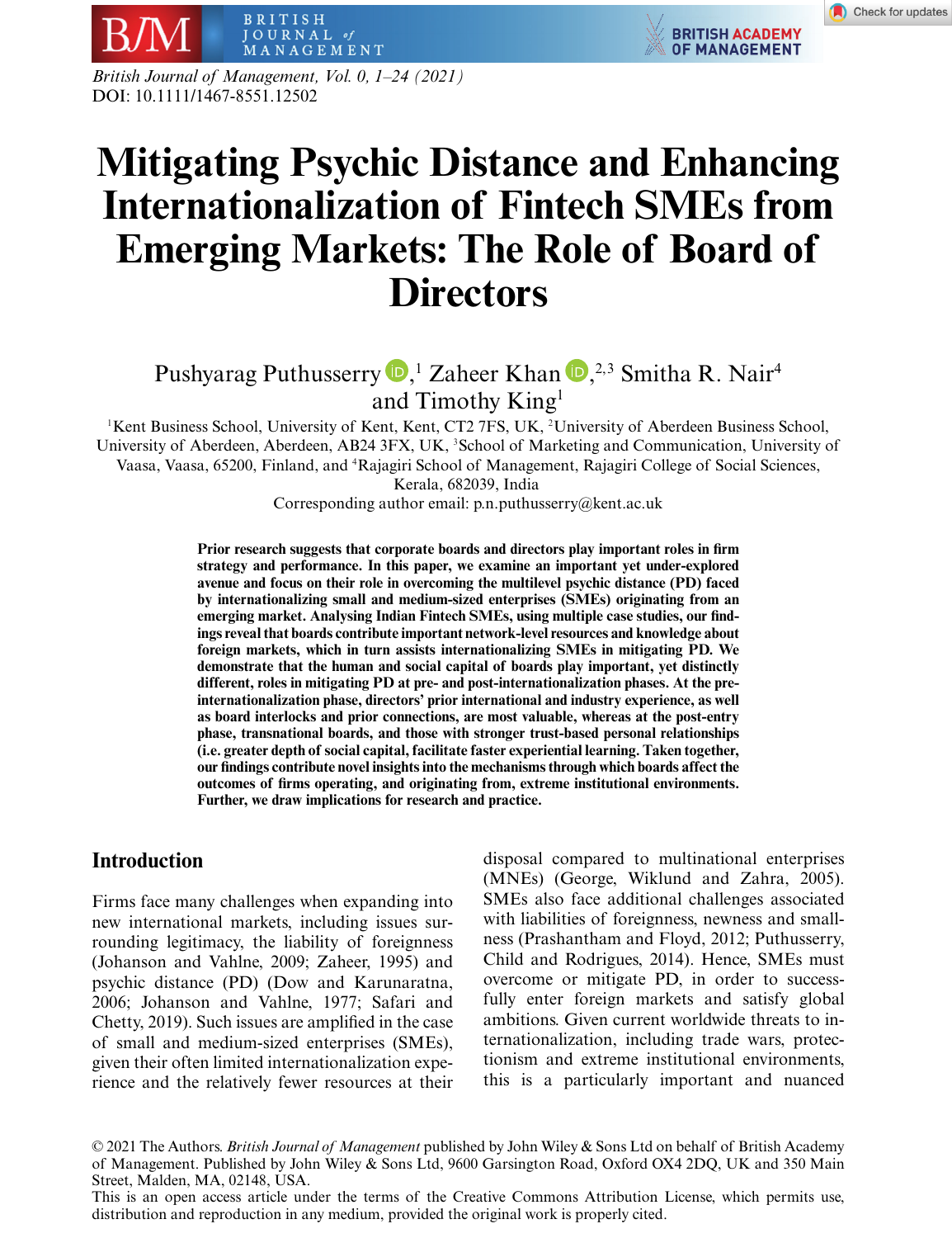# Mitigating Psychic Distance and Enhancing Internationalization of Fintech SMEs from Emerging Markets: The Role of Board of Directors

Pushyarag Puthusserry,[1] Zaheer Khan,[2,3] Smitha R. Nair[4] and Timothy King[1]

[1]Kent Business School, University of Kent, Kent, CT2 7FS, UK, [2]University of Aberdeen Business School, University of Aberdeen, Aberdeen, AB24 3FX, UK, [3]School of Marketing and Communication, University of Vaasa, Vaasa, 65200, Finland, and [4]Rajagiri School of Management, Rajagiri College of Social Sciences, Kerala, 682039, India

Corresponding author email: p.n.puthusserry@kent.ac.uk

**Prior research suggests that corporate boards and directors play important roles in firm strategy and performance. In this paper, we examine an important yet under-explored avenue and focus on their role in overcoming the multilevel psychic distance (PD) faced by internationalizing small and medium-sized enterprises (SMEs) originating from an emerging market. Analysing Indian Fintech SMEs, using multiple case studies, our findings reveal that boards contribute important network-level resources and knowledge about foreign markets, which in turn assists internationalizing SMEs in mitigating PD. We demonstrate that the human and social capital of boards play important, yet distinctly different, roles in mitigating PD at pre- and post-internationalization phases. At the pre-internationalization phase, directors' prior international and industry experience, as well as board interlocks and prior connections, are most valuable, whereas at the post-entry phase, transnational boards, and those with stronger trust-based personal relationships (i.e. greater depth of social capital, facilitate faster experiential learning. Taken together, our findings contribute novel insights into the mechanisms through which boards affect the outcomes of firms operating, and originating from, extreme institutional environments. Further, we draw implications for research and practice.**

## Introduction

Firms face many challenges when expanding into new international markets, including issues surrounding legitimacy, the liability of foreignness (Johanson and Vahlne, 2009; Zaheer, 1995) and psychic distance (PD) (Dow and Karunaratna, 2006; Johanson and Vahlne, 1977; Safari and Chetty, 2019). Such issues are amplified in the case of small and medium-sized enterprises (SMEs), given their often limited internationalization experience and the relatively fewer resources at their disposal compared to multinational enterprises (MNEs) (George, Wiklund and Zahra, 2005). SMEs also face additional challenges associated with liabilities of foreignness, newness and smallness (Prashantham and Floyd, 2012; Puthusserry, Child and Rodrigues, 2014). Hence, SMEs must overcome or mitigate PD, in order to successfully enter foreign markets and satisfy global ambitions. Given current worldwide threats to internationalization, including trade wars, protectionism and extreme institutional environments, this is a particularly important and nuanced

© 2021 The Authors. *British Journal of Management* published by John Wiley & Sons Ltd on behalf of British Academy of Management. Published by John Wiley & Sons Ltd, 9600 Garsington Road, Oxford OX4 2DQ, UK and 350 Main Street, Malden, MA, 02148, USA.
This is an open access article under the terms of the Creative Commons Attribution License, which permits use, distribution and reproduction in any medium, provided the original work is properly cited.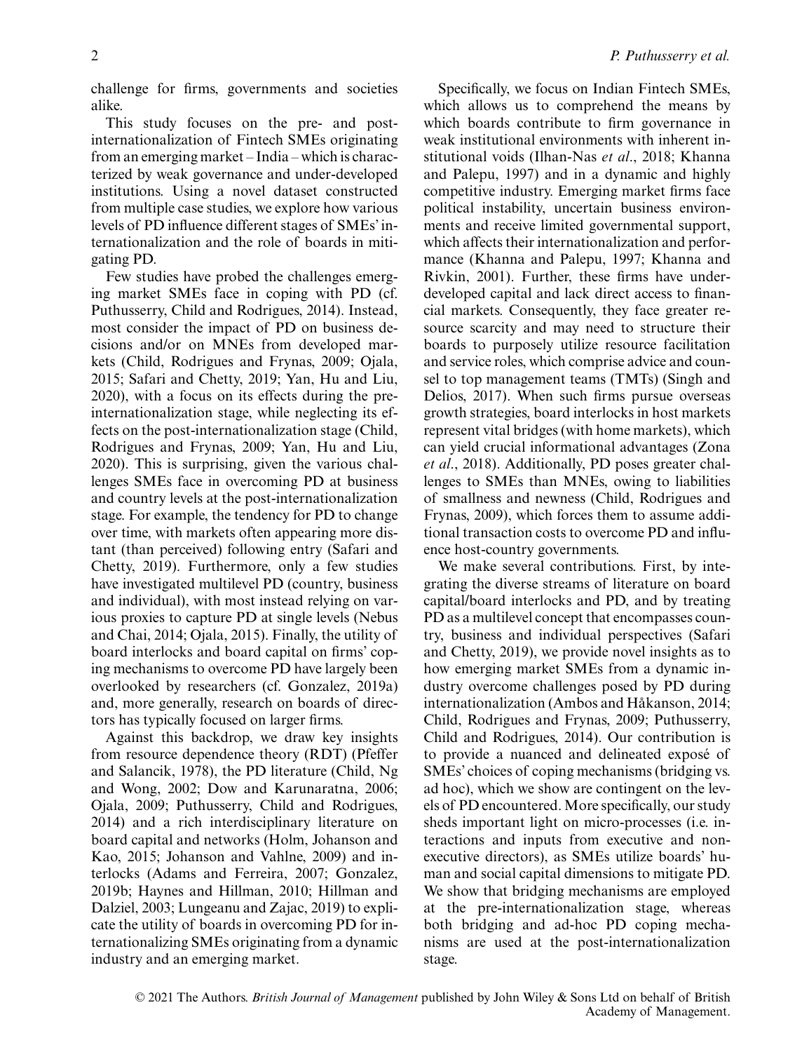challenge for firms, governments and societies alike.

This study focuses on the pre- and post-internationalization of Fintech SMEs originating from an emerging market – India – which is characterized by weak governance and under-developed institutions. Using a novel dataset constructed from multiple case studies, we explore how various levels of PD influence different stages of SMEs' internationalization and the role of boards in mitigating PD.

Few studies have probed the challenges emerging market SMEs face in coping with PD (cf. Puthusserry, Child and Rodrigues, 2014). Instead, most consider the impact of PD on business decisions and/or on MNEs from developed markets (Child, Rodrigues and Frynas, 2009; Ojala, 2015; Safari and Chetty, 2019; Yan, Hu and Liu, 2020), with a focus on its effects during the pre-internationalization stage, while neglecting its effects on the post-internationalization stage (Child, Rodrigues and Frynas, 2009; Yan, Hu and Liu, 2020). This is surprising, given the various challenges SMEs face in overcoming PD at business and country levels at the post-internationalization stage. For example, the tendency for PD to change over time, with markets often appearing more distant (than perceived) following entry (Safari and Chetty, 2019). Furthermore, only a few studies have investigated multilevel PD (country, business and individual), with most instead relying on various proxies to capture PD at single levels (Nebus and Chai, 2014; Ojala, 2015). Finally, the utility of board interlocks and board capital on firms' coping mechanisms to overcome PD have largely been overlooked by researchers (cf. Gonzalez, 2019a) and, more generally, research on boards of directors has typically focused on larger firms.

Against this backdrop, we draw key insights from resource dependence theory (RDT) (Pfeffer and Salancik, 1978), the PD literature (Child, Ng and Wong, 2002; Dow and Karunaratna, 2006; Ojala, 2009; Puthusserry, Child and Rodrigues, 2014) and a rich interdisciplinary literature on board capital and networks (Holm, Johanson and Kao, 2015; Johanson and Vahlne, 2009) and interlocks (Adams and Ferreira, 2007; Gonzalez, 2019b; Haynes and Hillman, 2010; Hillman and Dalziel, 2003; Lungeanu and Zajac, 2019) to explicate the utility of boards in overcoming PD for internationalizing SMEs originating from a dynamic industry and an emerging market.

Specifically, we focus on Indian Fintech SMEs, which allows us to comprehend the means by which boards contribute to firm governance in weak institutional environments with inherent institutional voids (Ilhan-Nas *et al*., 2018; Khanna and Palepu, 1997) and in a dynamic and highly competitive industry. Emerging market firms face political instability, uncertain business environments and receive limited governmental support, which affects their internationalization and performance (Khanna and Palepu, 1997; Khanna and Rivkin, 2001). Further, these firms have under-developed capital and lack direct access to financial markets. Consequently, they face greater resource scarcity and may need to structure their boards to purposely utilize resource facilitation and service roles, which comprise advice and counsel to top management teams (TMTs) (Singh and Delios, 2017). When such firms pursue overseas growth strategies, board interlocks in host markets represent vital bridges (with home markets), which can yield crucial informational advantages (Zona *et al*., 2018). Additionally, PD poses greater challenges to SMEs than MNEs, owing to liabilities of smallness and newness (Child, Rodrigues and Frynas, 2009), which forces them to assume additional transaction costs to overcome PD and influence host-country governments.

We make several contributions. First, by integrating the diverse streams of literature on board capital/board interlocks and PD, and by treating PD as a multilevel concept that encompasses country, business and individual perspectives (Safari and Chetty, 2019), we provide novel insights as to how emerging market SMEs from a dynamic industry overcome challenges posed by PD during internationalization (Ambos and Håkanson, 2014; Child, Rodrigues and Frynas, 2009; Puthusserry, Child and Rodrigues, 2014). Our contribution is to provide a nuanced and delineated exposé of SMEs' choices of coping mechanisms (bridging vs. ad hoc), which we show are contingent on the levels of PD encountered. More specifically, our study sheds important light on micro-processes (i.e. interactions and inputs from executive and non-executive directors), as SMEs utilize boards' human and social capital dimensions to mitigate PD. We show that bridging mechanisms are employed at the pre-internationalization stage, whereas both bridging and ad-hoc PD coping mechanisms are used at the post-internationalization stage.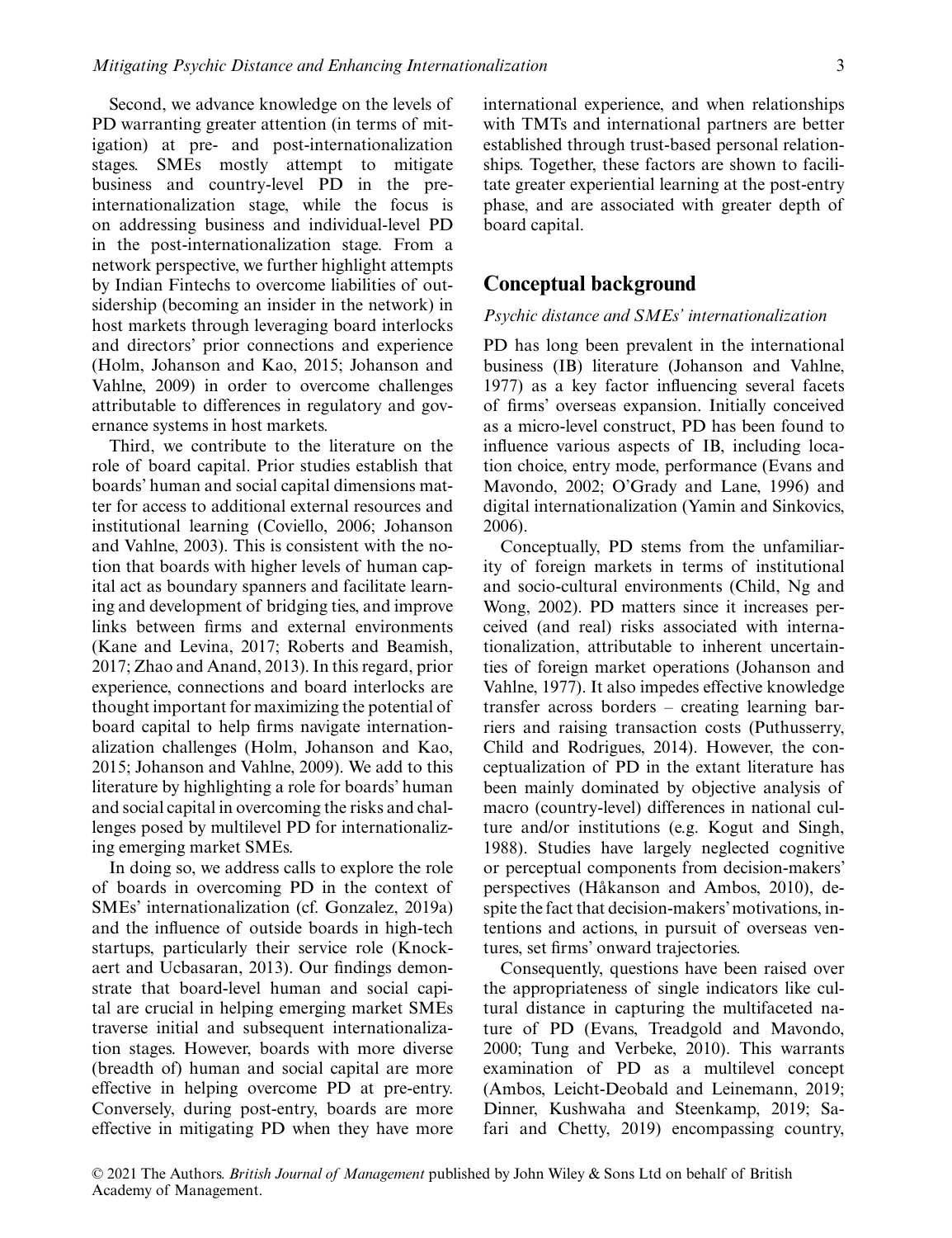Second, we advance knowledge on the levels of PD warranting greater attention (in terms of mitigation) at pre- and post-internationalization stages. SMEs mostly attempt to mitigate business and country-level PD in the pre-internationalization stage, while the focus is on addressing business and individual-level PD in the post-internationalization stage. From a network perspective, we further highlight attempts by Indian Fintechs to overcome liabilities of outsidership (becoming an insider in the network) in host markets through leveraging board interlocks and directors' prior connections and experience (Holm, Johanson and Kao, 2015; Johanson and Vahlne, 2009) in order to overcome challenges attributable to differences in regulatory and governance systems in host markets.

Third, we contribute to the literature on the role of board capital. Prior studies establish that boards' human and social capital dimensions matter for access to additional external resources and institutional learning (Coviello, 2006; Johanson and Vahlne, 2003). This is consistent with the notion that boards with higher levels of human capital act as boundary spanners and facilitate learning and development of bridging ties, and improve links between firms and external environments (Kane and Levina, 2017; Roberts and Beamish, 2017; Zhao and Anand, 2013). In this regard, prior experience, connections and board interlocks are thought important for maximizing the potential of board capital to help firms navigate internationalization challenges (Holm, Johanson and Kao, 2015; Johanson and Vahlne, 2009). We add to this literature by highlighting a role for boards' human and social capital in overcoming the risks and challenges posed by multilevel PD for internationalizing emerging market SMEs.

In doing so, we address calls to explore the role of boards in overcoming PD in the context of SMEs' internationalization (cf. Gonzalez, 2019a) and the influence of outside boards in high-tech startups, particularly their service role (Knockaert and Ucbasaran, 2013). Our findings demonstrate that board-level human and social capital are crucial in helping emerging market SMEs traverse initial and subsequent internationalization stages. However, boards with more diverse (breadth of) human and social capital are more effective in helping overcome PD at pre-entry. Conversely, during post-entry, boards are more effective in mitigating PD when they have more international experience, and when relationships with TMTs and international partners are better established through trust-based personal relationships. Together, these factors are shown to facilitate greater experiential learning at the post-entry phase, and are associated with greater depth of board capital.

## Conceptual background

### *Psychic distance and SMEs' internationalization*

PD has long been prevalent in the international business (IB) literature (Johanson and Vahlne, 1977) as a key factor influencing several facets of firms' overseas expansion. Initially conceived as a micro-level construct, PD has been found to influence various aspects of IB, including location choice, entry mode, performance (Evans and Mavondo, 2002; O'Grady and Lane, 1996) and digital internationalization (Yamin and Sinkovics, 2006).

Conceptually, PD stems from the unfamiliarity of foreign markets in terms of institutional and socio-cultural environments (Child, Ng and Wong, 2002). PD matters since it increases perceived (and real) risks associated with internationalization, attributable to inherent uncertainties of foreign market operations (Johanson and Vahlne, 1977). It also impedes effective knowledge transfer across borders – creating learning barriers and raising transaction costs (Puthusserry, Child and Rodrigues, 2014). However, the conceptualization of PD in the extant literature has been mainly dominated by objective analysis of macro (country-level) differences in national culture and/or institutions (e.g. Kogut and Singh, 1988). Studies have largely neglected cognitive or perceptual components from decision-makers' perspectives (Håkanson and Ambos, 2010), despite the fact that decision-makers' motivations, intentions and actions, in pursuit of overseas ventures, set firms' onward trajectories.

Consequently, questions have been raised over the appropriateness of single indicators like cultural distance in capturing the multifaceted nature of PD (Evans, Treadgold and Mavondo, 2000; Tung and Verbeke, 2010). This warrants examination of PD as a multilevel concept (Ambos, Leicht-Deobald and Leinemann, 2019; Dinner, Kushwaha and Steenkamp, 2019; Safari and Chetty, 2019) encompassing country,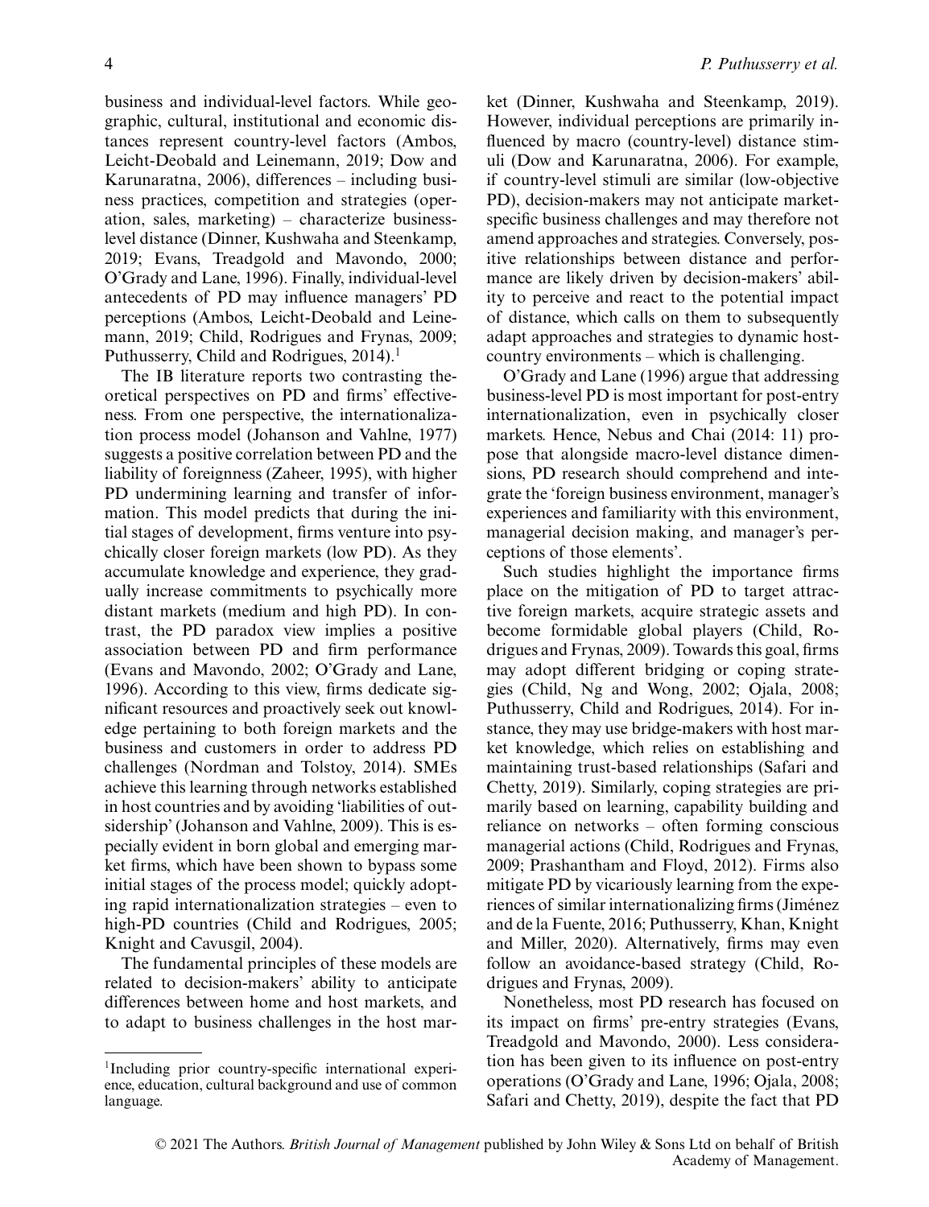business and individual-level factors. While geographic, cultural, institutional and economic distances represent country-level factors (Ambos, Leicht-Deobald and Leinemann, 2019; Dow and Karunaratna, 2006), differences – including business practices, competition and strategies (operation, sales, marketing) – characterize business-level distance (Dinner, Kushwaha and Steenkamp, 2019; Evans, Treadgold and Mavondo, 2000; O'Grady and Lane, 1996). Finally, individual-level antecedents of PD may influence managers' PD perceptions (Ambos, Leicht-Deobald and Leinemann, 2019; Child, Rodrigues and Frynas, 2009; Puthusserry, Child and Rodrigues, 2014).[1]

The IB literature reports two contrasting theoretical perspectives on PD and firms' effectiveness. From one perspective, the internationalization process model (Johanson and Vahlne, 1977) suggests a positive correlation between PD and the liability of foreignness (Zaheer, 1995), with higher PD undermining learning and transfer of information. This model predicts that during the initial stages of development, firms venture into psychically closer foreign markets (low PD). As they accumulate knowledge and experience, they gradually increase commitments to psychically more distant markets (medium and high PD). In contrast, the PD paradox view implies a positive association between PD and firm performance (Evans and Mavondo, 2002; O'Grady and Lane, 1996). According to this view, firms dedicate significant resources and proactively seek out knowledge pertaining to both foreign markets and the business and customers in order to address PD challenges (Nordman and Tolstoy, 2014). SMEs achieve this learning through networks established in host countries and by avoiding 'liabilities of outsidership' (Johanson and Vahlne, 2009). This is especially evident in born global and emerging market firms, which have been shown to bypass some initial stages of the process model; quickly adopting rapid internationalization strategies – even to high-PD countries (Child and Rodrigues, 2005; Knight and Cavusgil, 2004).

The fundamental principles of these models are related to decision-makers' ability to anticipate differences between home and host markets, and to adapt to business challenges in the host market (Dinner, Kushwaha and Steenkamp, 2019). However, individual perceptions are primarily influenced by macro (country-level) distance stimuli (Dow and Karunaratna, 2006). For example, if country-level stimuli are similar (low-objective PD), decision-makers may not anticipate market-specific business challenges and may therefore not amend approaches and strategies. Conversely, positive relationships between distance and performance are likely driven by decision-makers' ability to perceive and react to the potential impact of distance, which calls on them to subsequently adapt approaches and strategies to dynamic host-country environments – which is challenging.

O'Grady and Lane (1996) argue that addressing business-level PD is most important for post-entry internationalization, even in psychically closer markets. Hence, Nebus and Chai (2014: 11) propose that alongside macro-level distance dimensions, PD research should comprehend and integrate the 'foreign business environment, manager's experiences and familiarity with this environment, managerial decision making, and manager's perceptions of those elements'.

Such studies highlight the importance firms place on the mitigation of PD to target attractive foreign markets, acquire strategic assets and become formidable global players (Child, Rodrigues and Frynas, 2009). Towards this goal, firms may adopt different bridging or coping strategies (Child, Ng and Wong, 2002; Ojala, 2008; Puthusserry, Child and Rodrigues, 2014). For instance, they may use bridge-makers with host market knowledge, which relies on establishing and maintaining trust-based relationships (Safari and Chetty, 2019). Similarly, coping strategies are primarily based on learning, capability building and reliance on networks – often forming conscious managerial actions (Child, Rodrigues and Frynas, 2009; Prashantham and Floyd, 2012). Firms also mitigate PD by vicariously learning from the experiences of similar internationalizing firms (Jiménez and de la Fuente, 2016; Puthusserry, Khan, Knight and Miller, 2020). Alternatively, firms may even follow an avoidance-based strategy (Child, Rodrigues and Frynas, 2009).

Nonetheless, most PD research has focused on its impact on firms' pre-entry strategies (Evans, Treadgold and Mavondo, 2000). Less consideration has been given to its influence on post-entry operations (O'Grady and Lane, 1996; Ojala, 2008; Safari and Chetty, 2019), despite the fact that PD

[1] Including prior country-specific international experience, education, cultural background and use of common language.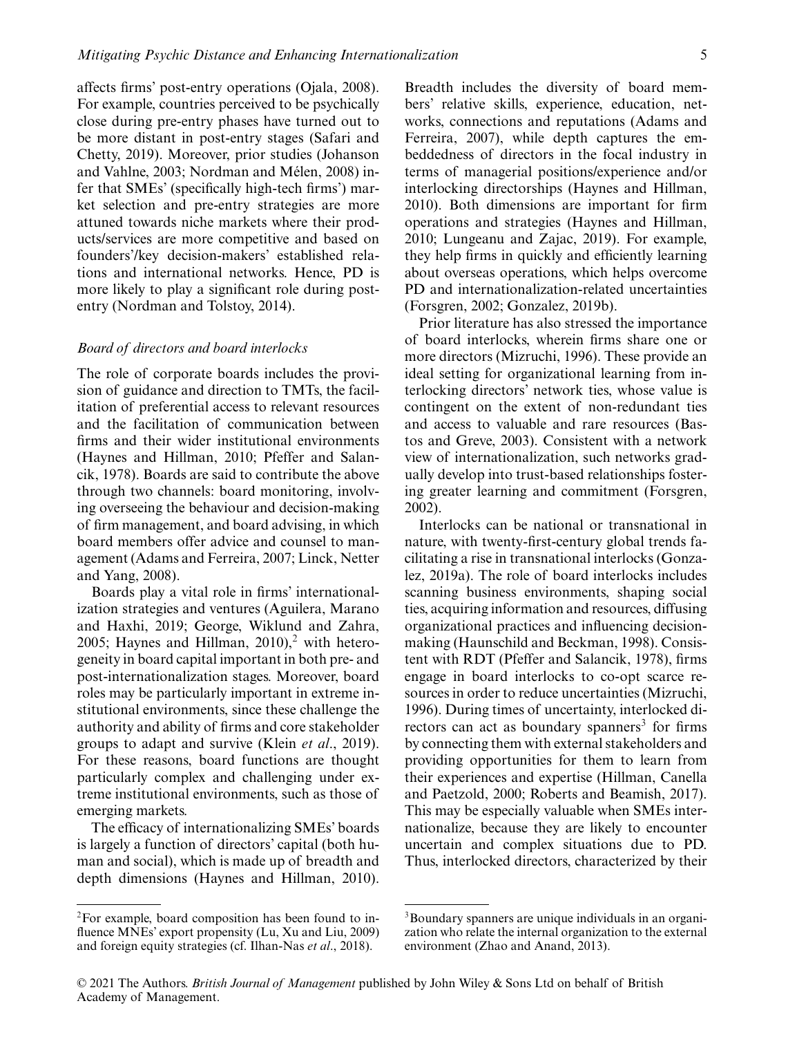affects firms' post-entry operations (Ojala, 2008). For example, countries perceived to be psychically close during pre-entry phases have turned out to be more distant in post-entry stages (Safari and Chetty, 2019). Moreover, prior studies (Johanson and Vahlne, 2003; Nordman and Mélen, 2008) infer that SMEs' (specifically high-tech firms') market selection and pre-entry strategies are more attuned towards niche markets where their products/services are more competitive and based on founders'/key decision-makers' established relations and international networks. Hence, PD is more likely to play a significant role during post-entry (Nordman and Tolstoy, 2014).

### *Board of directors and board interlocks*

The role of corporate boards includes the provision of guidance and direction to TMTs, the facilitation of preferential access to relevant resources and the facilitation of communication between firms and their wider institutional environments (Haynes and Hillman, 2010; Pfeffer and Salancik, 1978). Boards are said to contribute the above through two channels: board monitoring, involving overseeing the behaviour and decision-making of firm management, and board advising, in which board members offer advice and counsel to management (Adams and Ferreira, 2007; Linck, Netter and Yang, 2008).

Boards play a vital role in firms' internationalization strategies and ventures (Aguilera, Marano and Haxhi, 2019; George, Wiklund and Zahra, 2005; Haynes and Hillman, 2010),[2] with heterogeneity in board capital important in both pre- and post-internationalization stages. Moreover, board roles may be particularly important in extreme institutional environments, since these challenge the authority and ability of firms and core stakeholder groups to adapt and survive (Klein *et al*., 2019). For these reasons, board functions are thought particularly complex and challenging under extreme institutional environments, such as those of emerging markets.

The efficacy of internationalizing SMEs' boards is largely a function of directors' capital (both human and social), which is made up of breadth and depth dimensions (Haynes and Hillman, 2010). Breadth includes the diversity of board members' relative skills, experience, education, networks, connections and reputations (Adams and Ferreira, 2007), while depth captures the embeddedness of directors in the focal industry in terms of managerial positions/experience and/or interlocking directorships (Haynes and Hillman, 2010). Both dimensions are important for firm operations and strategies (Haynes and Hillman, 2010; Lungeanu and Zajac, 2019). For example, they help firms in quickly and efficiently learning about overseas operations, which helps overcome PD and internationalization-related uncertainties (Forsgren, 2002; Gonzalez, 2019b).

Prior literature has also stressed the importance of board interlocks, wherein firms share one or more directors (Mizruchi, 1996). These provide an ideal setting for organizational learning from interlocking directors' network ties, whose value is contingent on the extent of non-redundant ties and access to valuable and rare resources (Bastos and Greve, 2003). Consistent with a network view of internationalization, such networks gradually develop into trust-based relationships fostering greater learning and commitment (Forsgren, 2002).

Interlocks can be national or transnational in nature, with twenty-first-century global trends facilitating a rise in transnational interlocks (Gonzalez, 2019a). The role of board interlocks includes scanning business environments, shaping social ties, acquiring information and resources, diffusing organizational practices and influencing decision-making (Haunschild and Beckman, 1998). Consistent with RDT (Pfeffer and Salancik, 1978), firms engage in board interlocks to co-opt scarce resources in order to reduce uncertainties (Mizruchi, 1996). During times of uncertainty, interlocked directors can act as boundary spanners[3] for firms by connecting them with external stakeholders and providing opportunities for them to learn from their experiences and expertise (Hillman, Canella and Paetzold, 2000; Roberts and Beamish, 2017). This may be especially valuable when SMEs internationalize, because they are likely to encounter uncertain and complex situations due to PD. Thus, interlocked directors, characterized by their

---

[2]For example, board composition has been found to influence MNEs' export propensity (Lu, Xu and Liu, 2009) and foreign equity strategies (cf. Ilhan-Nas *et al*., 2018).

[3]Boundary spanners are unique individuals in an organization who relate the internal organization to the external environment (Zhao and Anand, 2013).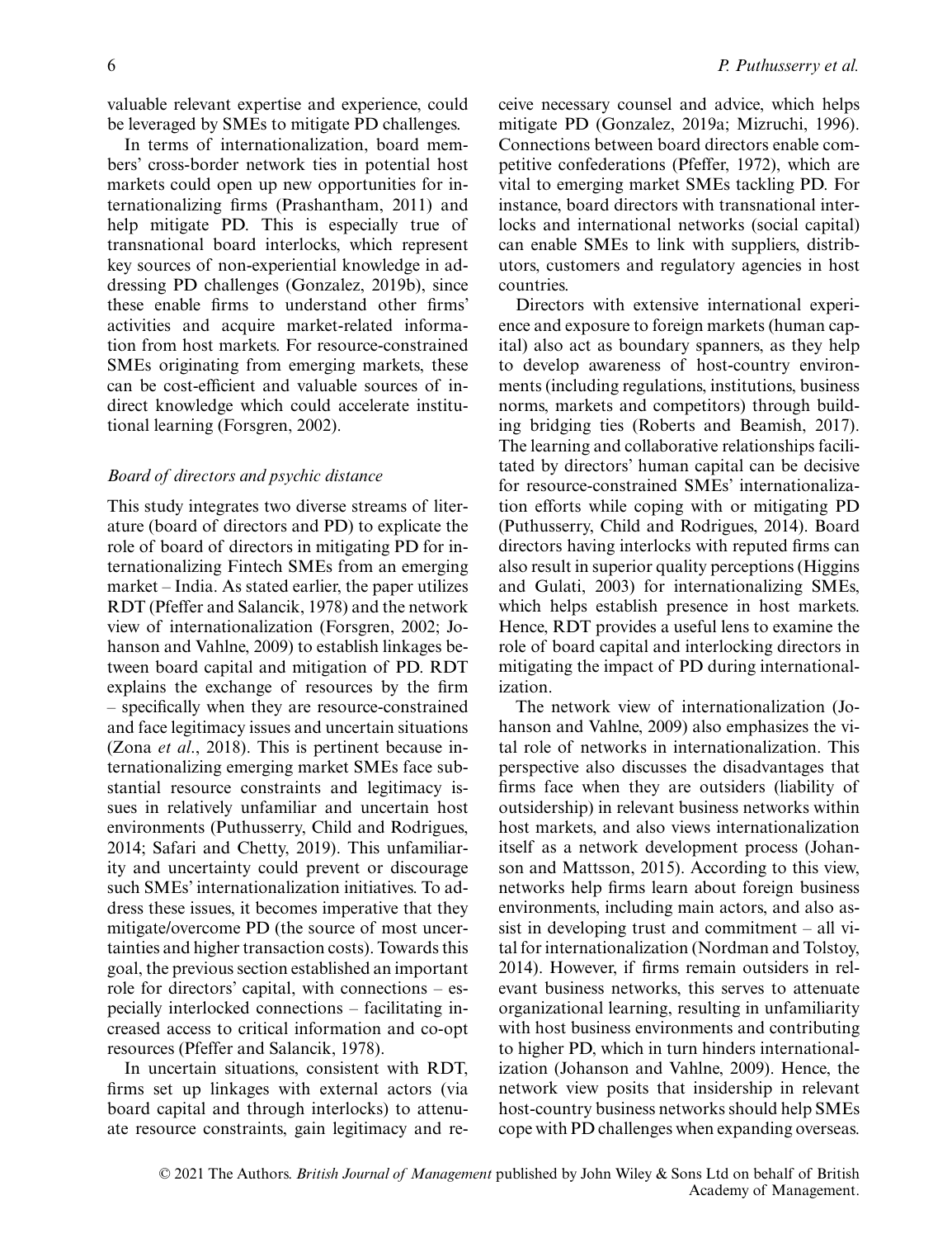valuable relevant expertise and experience, could be leveraged by SMEs to mitigate PD challenges.

In terms of internationalization, board members' cross-border network ties in potential host markets could open up new opportunities for internationalizing firms (Prashantham, 2011) and help mitigate PD. This is especially true of transnational board interlocks, which represent key sources of non-experiential knowledge in addressing PD challenges (Gonzalez, 2019b), since these enable firms to understand other firms' activities and acquire market-related information from host markets. For resource-constrained SMEs originating from emerging markets, these can be cost-efficient and valuable sources of indirect knowledge which could accelerate institutional learning (Forsgren, 2002).

### *Board of directors and psychic distance*

This study integrates two diverse streams of literature (board of directors and PD) to explicate the role of board of directors in mitigating PD for internationalizing Fintech SMEs from an emerging market – India. As stated earlier, the paper utilizes RDT (Pfeffer and Salancik, 1978) and the network view of internationalization (Forsgren, 2002; Johanson and Vahlne, 2009) to establish linkages between board capital and mitigation of PD. RDT explains the exchange of resources by the firm – specifically when they are resource-constrained and face legitimacy issues and uncertain situations (Zona *et al*., 2018). This is pertinent because internationalizing emerging market SMEs face substantial resource constraints and legitimacy issues in relatively unfamiliar and uncertain host environments (Puthusserry, Child and Rodrigues, 2014; Safari and Chetty, 2019). This unfamiliarity and uncertainty could prevent or discourage such SMEs' internationalization initiatives. To address these issues, it becomes imperative that they mitigate/overcome PD (the source of most uncertainties and higher transaction costs). Towards this goal, the previous section established an important role for directors' capital, with connections – especially interlocked connections – facilitating increased access to critical information and co-opt resources (Pfeffer and Salancik, 1978).

In uncertain situations, consistent with RDT, firms set up linkages with external actors (via board capital and through interlocks) to attenuate resource constraints, gain legitimacy and receive necessary counsel and advice, which helps mitigate PD (Gonzalez, 2019a; Mizruchi, 1996). Connections between board directors enable competitive confederations (Pfeffer, 1972), which are vital to emerging market SMEs tackling PD. For instance, board directors with transnational interlocks and international networks (social capital) can enable SMEs to link with suppliers, distributors, customers and regulatory agencies in host countries.

Directors with extensive international experience and exposure to foreign markets (human capital) also act as boundary spanners, as they help to develop awareness of host-country environments (including regulations, institutions, business norms, markets and competitors) through building bridging ties (Roberts and Beamish, 2017). The learning and collaborative relationships facilitated by directors' human capital can be decisive for resource-constrained SMEs' internationalization efforts while coping with or mitigating PD (Puthusserry, Child and Rodrigues, 2014). Board directors having interlocks with reputed firms can also result in superior quality perceptions (Higgins and Gulati, 2003) for internationalizing SMEs, which helps establish presence in host markets. Hence, RDT provides a useful lens to examine the role of board capital and interlocking directors in mitigating the impact of PD during internationalization.

The network view of internationalization (Johanson and Vahlne, 2009) also emphasizes the vital role of networks in internationalization. This perspective also discusses the disadvantages that firms face when they are outsiders (liability of outsidership) in relevant business networks within host markets, and also views internationalization itself as a network development process (Johanson and Mattsson, 2015). According to this view, networks help firms learn about foreign business environments, including main actors, and also assist in developing trust and commitment – all vital for internationalization (Nordman and Tolstoy, 2014). However, if firms remain outsiders in relevant business networks, this serves to attenuate organizational learning, resulting in unfamiliarity with host business environments and contributing to higher PD, which in turn hinders internationalization (Johanson and Vahlne, 2009). Hence, the network view posits that insidership in relevant host-country business networks should help SMEs cope with PD challenges when expanding overseas.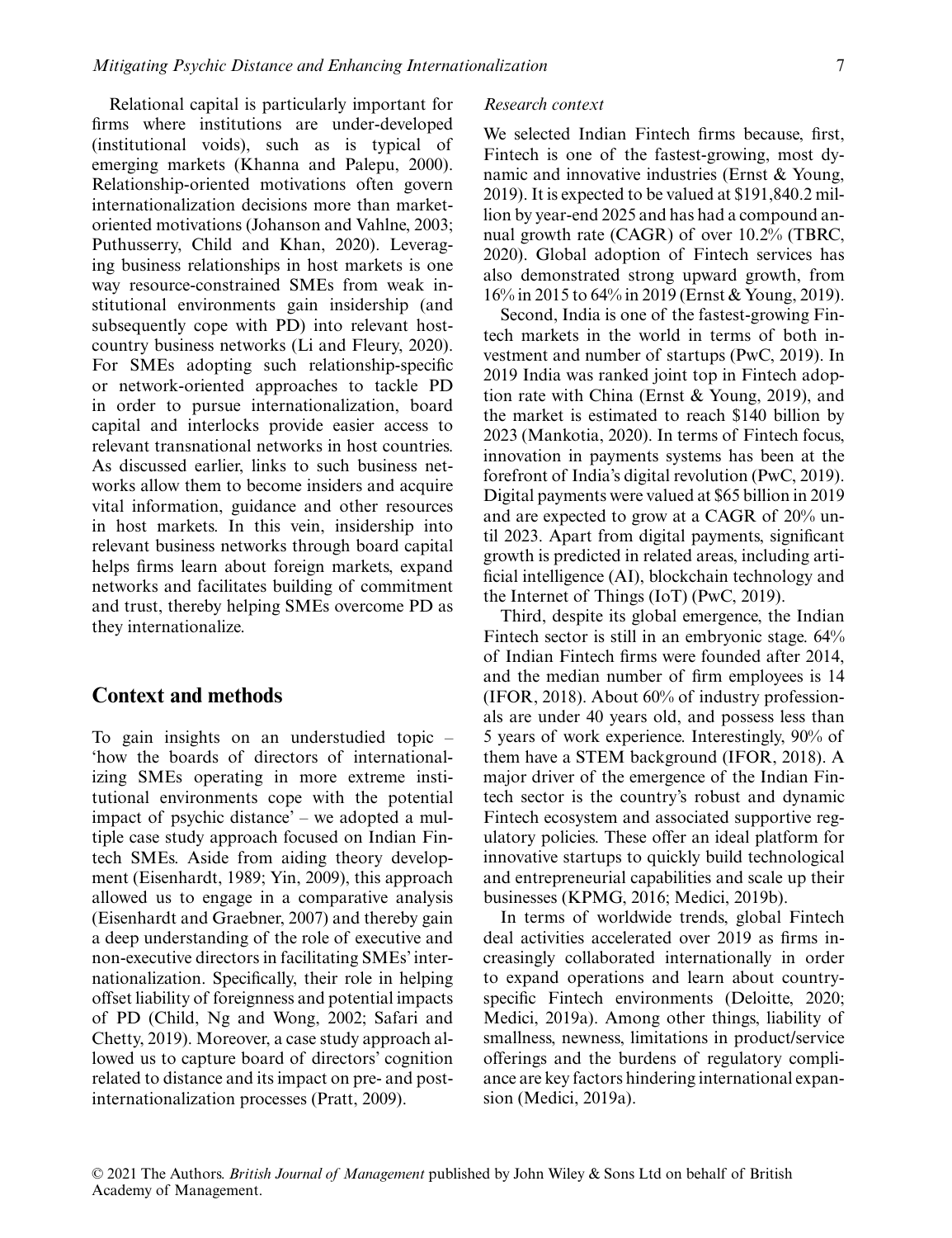Relational capital is particularly important for firms where institutions are under-developed (institutional voids), such as is typical of emerging markets (Khanna and Palepu, 2000). Relationship-oriented motivations often govern internationalization decisions more than market-oriented motivations (Johanson and Vahlne, 2003; Puthusserry, Child and Khan, 2020). Leveraging business relationships in host markets is one way resource-constrained SMEs from weak institutional environments gain insidership (and subsequently cope with PD) into relevant host-country business networks (Li and Fleury, 2020). For SMEs adopting such relationship-specific or network-oriented approaches to tackle PD in order to pursue internationalization, board capital and interlocks provide easier access to relevant transnational networks in host countries. As discussed earlier, links to such business networks allow them to become insiders and acquire vital information, guidance and other resources in host markets. In this vein, insidership into relevant business networks through board capital helps firms learn about foreign markets, expand networks and facilitates building of commitment and trust, thereby helping SMEs overcome PD as they internationalize.

## Context and methods

To gain insights on an understudied topic – 'how the boards of directors of internationalizing SMEs operating in more extreme institutional environments cope with the potential impact of psychic distance' – we adopted a multiple case study approach focused on Indian Fintech SMEs. Aside from aiding theory development (Eisenhardt, 1989; Yin, 2009), this approach allowed us to engage in a comparative analysis (Eisenhardt and Graebner, 2007) and thereby gain a deep understanding of the role of executive and non-executive directors in facilitating SMEs' internationalization. Specifically, their role in helping offset liability of foreignness and potential impacts of PD (Child, Ng and Wong, 2002; Safari and Chetty, 2019). Moreover, a case study approach allowed us to capture board of directors' cognition related to distance and its impact on pre- and post-internationalization processes (Pratt, 2009).

### *Research context*

We selected Indian Fintech firms because, first, Fintech is one of the fastest-growing, most dynamic and innovative industries (Ernst & Young, 2019). It is expected to be valued at $191,840.2 million by year-end 2025 and has had a compound annual growth rate (CAGR) of over 10.2% (TBRC, 2020). Global adoption of Fintech services has also demonstrated strong upward growth, from 16% in 2015 to 64% in 2019 (Ernst & Young, 2019).

Second, India is one of the fastest-growing Fintech markets in the world in terms of both investment and number of startups (PwC, 2019). In 2019 India was ranked joint top in Fintech adoption rate with China (Ernst & Young, 2019), and the market is estimated to reach $140 billion by 2023 (Mankotia, 2020). In terms of Fintech focus, innovation in payments systems has been at the forefront of India's digital revolution (PwC, 2019). Digital payments were valued at $65 billion in 2019 and are expected to grow at a CAGR of 20% until 2023. Apart from digital payments, significant growth is predicted in related areas, including artificial intelligence (AI), blockchain technology and the Internet of Things (IoT) (PwC, 2019).

Third, despite its global emergence, the Indian Fintech sector is still in an embryonic stage. 64% of Indian Fintech firms were founded after 2014, and the median number of firm employees is 14 (IFOR, 2018). About 60% of industry professionals are under 40 years old, and possess less than 5 years of work experience. Interestingly, 90% of them have a STEM background (IFOR, 2018). A major driver of the emergence of the Indian Fintech sector is the country's robust and dynamic Fintech ecosystem and associated supportive regulatory policies. These offer an ideal platform for innovative startups to quickly build technological and entrepreneurial capabilities and scale up their businesses (KPMG, 2016; Medici, 2019b).

In terms of worldwide trends, global Fintech deal activities accelerated over 2019 as firms increasingly collaborated internationally in order to expand operations and learn about country-specific Fintech environments (Deloitte, 2020; Medici, 2019a). Among other things, liability of smallness, newness, limitations in product/service offerings and the burdens of regulatory compliance are key factors hindering international expansion (Medici, 2019a).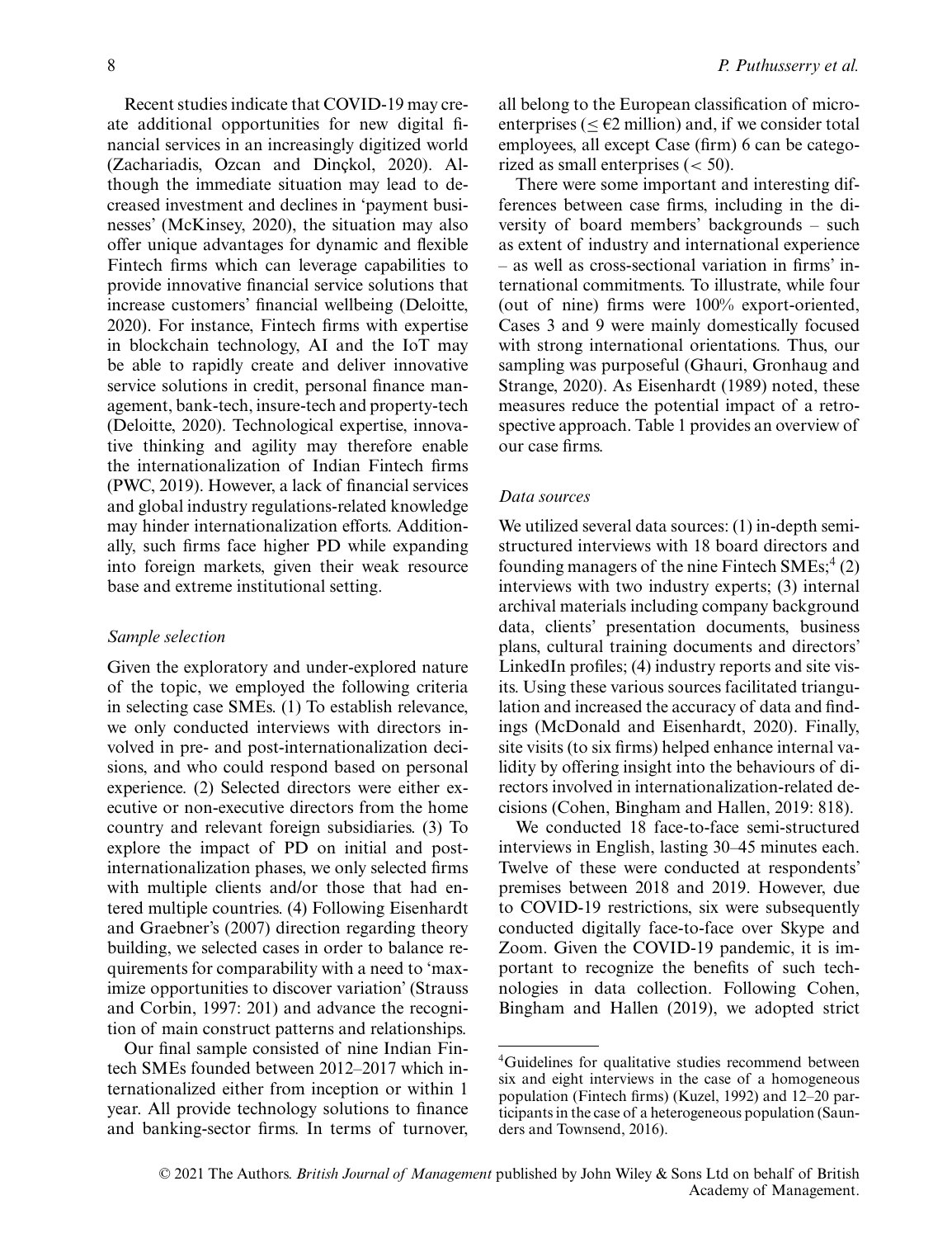Recent studies indicate that COVID-19 may create additional opportunities for new digital financial services in an increasingly digitized world (Zachariadis, Ozcan and Dinçkol, 2020). Although the immediate situation may lead to decreased investment and declines in 'payment businesses' (McKinsey, 2020), the situation may also offer unique advantages for dynamic and flexible Fintech firms which can leverage capabilities to provide innovative financial service solutions that increase customers' financial wellbeing (Deloitte, 2020). For instance, Fintech firms with expertise in blockchain technology, AI and the IoT may be able to rapidly create and deliver innovative service solutions in credit, personal finance management, bank-tech, insure-tech and property-tech (Deloitte, 2020). Technological expertise, innovative thinking and agility may therefore enable the internationalization of Indian Fintech firms (PWC, 2019). However, a lack of financial services and global industry regulations-related knowledge may hinder internationalization efforts. Additionally, such firms face higher PD while expanding into foreign markets, given their weak resource base and extreme institutional setting.

### *Sample selection*

Given the exploratory and under-explored nature of the topic, we employed the following criteria in selecting case SMEs. (1) To establish relevance, we only conducted interviews with directors involved in pre- and post-internationalization decisions, and who could respond based on personal experience. (2) Selected directors were either executive or non-executive directors from the home country and relevant foreign subsidiaries. (3) To explore the impact of PD on initial and post-internationalization phases, we only selected firms with multiple clients and/or those that had entered multiple countries. (4) Following Eisenhardt and Graebner's (2007) direction regarding theory building, we selected cases in order to balance requirements for comparability with a need to 'maximize opportunities to discover variation' (Strauss and Corbin, 1997: 201) and advance the recognition of main construct patterns and relationships.

Our final sample consisted of nine Indian Fintech SMEs founded between 2012–2017 which internationalized either from inception or within 1 year. All provide technology solutions to finance and banking-sector firms. In terms of turnover, all belong to the European classification of micro-enterprises ($\leq$ €2 million) and, if we consider total employees, all except Case (firm) 6 can be categorized as small enterprises ($< 50$).

There were some important and interesting differences between case firms, including in the diversity of board members' backgrounds – such as extent of industry and international experience – as well as cross-sectional variation in firms' international commitments. To illustrate, while four (out of nine) firms were 100% export-oriented, Cases 3 and 9 were mainly domestically focused with strong international orientations. Thus, our sampling was purposeful (Ghauri, Gronhaug and Strange, 2020). As Eisenhardt (1989) noted, these measures reduce the potential impact of a retrospective approach. Table 1 provides an overview of our case firms.

### *Data sources*

We utilized several data sources: (1) in-depth semi-structured interviews with 18 board directors and founding managers of the nine Fintech SMEs;[4] (2) interviews with two industry experts; (3) internal archival materials including company background data, clients' presentation documents, business plans, cultural training documents and directors' LinkedIn profiles; (4) industry reports and site visits. Using these various sources facilitated triangulation and increased the accuracy of data and findings (McDonald and Eisenhardt, 2020). Finally, site visits (to six firms) helped enhance internal validity by offering insight into the behaviours of directors involved in internationalization-related decisions (Cohen, Bingham and Hallen, 2019: 818).

We conducted 18 face-to-face semi-structured interviews in English, lasting 30–45 minutes each. Twelve of these were conducted at respondents' premises between 2018 and 2019. However, due to COVID-19 restrictions, six were subsequently conducted digitally face-to-face over Skype and Zoom. Given the COVID-19 pandemic, it is important to recognize the benefits of such technologies in data collection. Following Cohen, Bingham and Hallen (2019), we adopted strict

---

[4]Guidelines for qualitative studies recommend between six and eight interviews in the case of a homogeneous population (Fintech firms) (Kuzel, 1992) and 12–20 participants in the case of a heterogeneous population (Saunders and Townsend, 2016).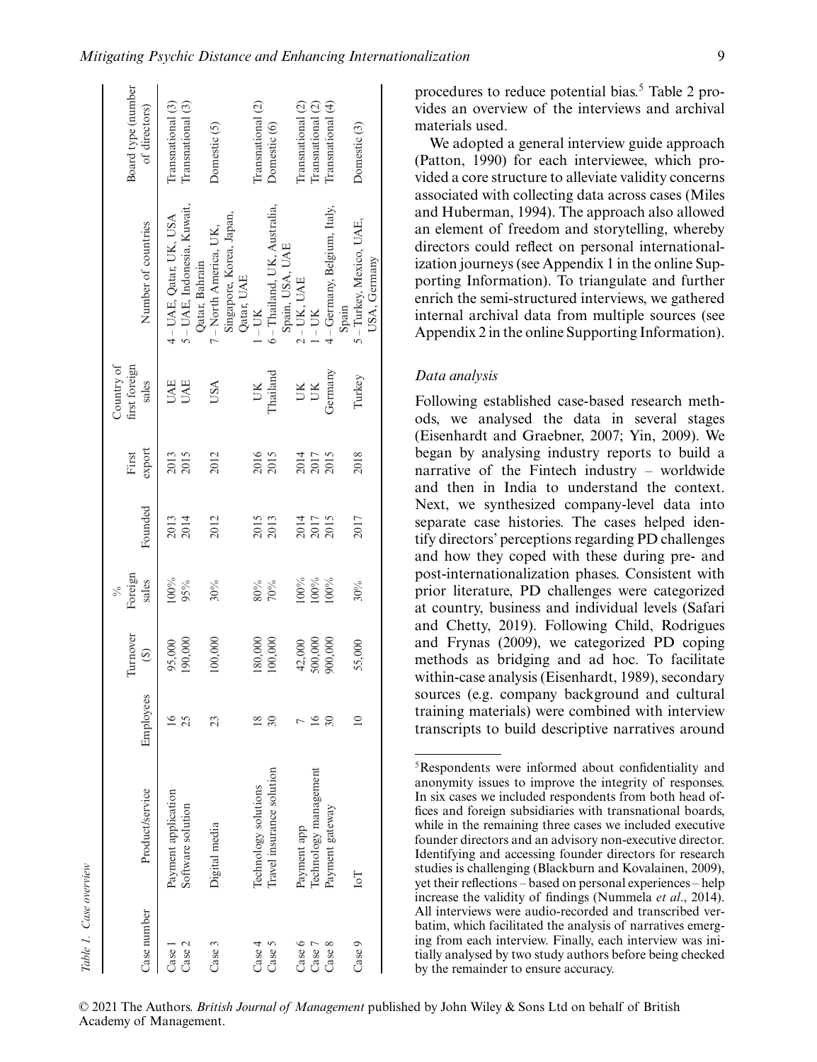Table 1. Case overview

| Case number | Product/service | Employees | Turnover ($) | % Foreign sales | Founded | First export | Country of first foreign sales | Number of countries | Board type (number of directors) |
|---|---|---|---|---|---|---|---|---|---|
| Case 1 | Payment application | 16 | 95,000 | 100% | 2013 | 2013 | UAE | 4 – UAE, Qatar, UK, USA | Transnational (3) |
| Case 2 | Software solution | 25 | 190,000 | 95% | 2014 | 2015 | UAE | 5 – UAE, Indonesia, Kuwait, Qatar, Bahrain | Transnational (3) |
| Case 3 | Digital media | 23 | 100,000 | 30% | 2012 | 2012 | USA | 7 – North America, UK, Singapore, Korea, Japan, Qatar, UAE | Domestic (5) |
| Case 4 | Technology solutions | 18 | 180,000 | 80% | 2015 | 2016 | UK | 1 – UK | Transnational (2) |
| Case 5 | Travel insurance solution | 30 | 100,000 | 70% | 2013 | 2015 | Thailand | 6 – Thailand, UK, Australia, Spain, USA, UAE | Domestic (6) |
| Case 6 | Payment app | 7 | 42,000 | 100% | 2014 | 2014 | UK | 2 – UK, UAE | Transnational (2) |
| Case 7 | Technology management | 16 | 500,000 | 100% | 2017 | 2017 | UK | 1 – UK | Transnational (2) |
| Case 8 | Payment gateway | 30 | 900,000 | 100% | 2015 | 2015 | Germany | 4 – Germany, Belgium, Italy, Spain | Transnational (4) |
| Case 9 | IoT | 10 | 55,000 | 30% | 2017 | 2018 | Turkey | 5 – Turkey, Mexico, UAE, USA, Germany | Domestic (3) |

procedures to reduce potential bias.[5] Table 2 provides an overview of the interviews and archival materials used.

We adopted a general interview guide approach (Patton, 1990) for each interviewee, which provided a core structure to alleviate validity concerns associated with collecting data across cases (Miles and Huberman, 1994). The approach also allowed an element of freedom and storytelling, whereby directors could reflect on personal internationalization journeys (see Appendix 1 in the online Supporting Information). To triangulate and further enrich the semi-structured interviews, we gathered internal archival data from multiple sources (see Appendix 2 in the online Supporting Information).

### Data analysis

Following established case-based research methods, we analysed the data in several stages (Eisenhardt and Graebner, 2007; Yin, 2009). We began by analysing industry reports to build a narrative of the Fintech industry – worldwide and then in India to understand the context. Next, we synthesized company-level data into separate case histories. The cases helped identify directors' perceptions regarding PD challenges and how they coped with these during pre- and post-internationalization phases. Consistent with prior literature, PD challenges were categorized at country, business and individual levels (Safari and Chetty, 2019). Following Child, Rodrigues and Frynas (2009), we categorized PD coping methods as bridging and ad hoc. To facilitate within-case analysis (Eisenhardt, 1989), secondary sources (e.g. company background and cultural training materials) were combined with interview transcripts to build descriptive narratives around

[5] Respondents were informed about confidentiality and anonymity issues to improve the integrity of responses. In six cases we included respondents from both head offices and foreign subsidiaries with transnational boards, while in the remaining three cases we included executive founder directors and an advisory non-executive director. Identifying and accessing founder directors for research studies is challenging (Blackburn and Kovalainen, 2009), yet their reflections – based on personal experiences – help increase the validity of findings (Nummela *et al*., 2014). All interviews were audio-recorded and transcribed verbatim, which facilitated the analysis of narratives emerging from each interview. Finally, each interview was initially analysed by two study authors before being checked by the remainder to ensure accuracy.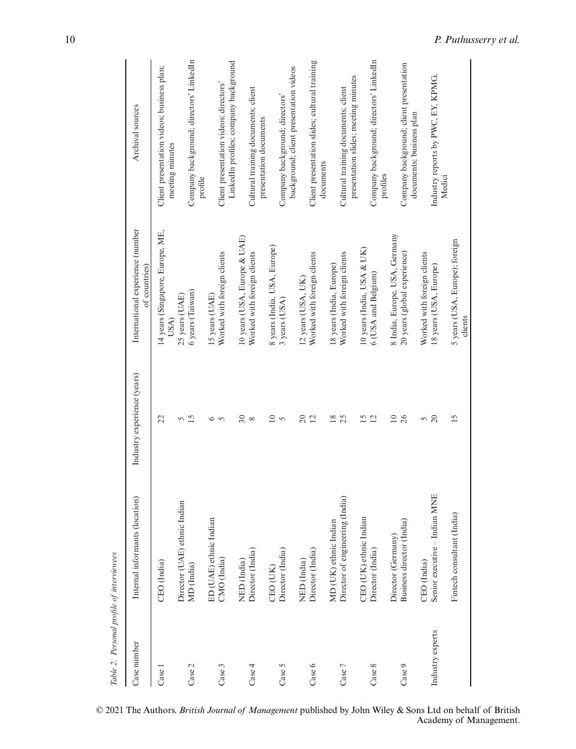*Table 2. Personal profile of interviewees*

| Case number | Internal informants (location) | Industry experience (years) | International experience (number of countries) | Archival sources |
|---|---|---|---|---|
| Case 1 | CEO (India) | 22 | 14 years (Singapore, Europe, ME, USA) | Client presentation videos; business plan; meeting minutes |
| | Director (UAE) ethnic Indian | 5 | 25 years (UAE) | |
| Case 2 | MD (India) | 15 | 6 years (Taiwan) | Company background; directors' LinkedIn profile |
| | ED (UAE) ethnic Indian | 6 | 15 years (UAE) | |
| Case 3 | CMO (India) | 5 | Worked with foreign clients | Client presentation videos; directors' LinkedIn profiles; company background |
| | NED (India) | 30 | 10 years (USA, Europe & UAE) | |
| Case 4 | Director (India) | 8 | Worked with foreign clients | Cultural training documents; client presentation documents |
| | CEO (UK) | 10 | 8 years (India, USA, Europe) | |
| Case 5 | Director (India) | 5 | 3 years (USA) | Company background; directors' background; client presentation videos |
| | NED (India) | 20 | 12 years (USA, UK) | |
| Case 6 | Director (India) | 12 | Worked with foreign clients | Client presentation slides; cultural training documents |
| | MD (UK) ethnic Indian | 18 | 18 years (India, Europe) | |
| Case 7 | Director of engineering (India) | 25 | Worked with foreign clients | Cultural training documents; client presentation slides; meeting minutes |
| | CEO (UK) ethnic Indian | 15 | 10 years (India, USA & UK) | |
| Case 8 | Director (India) | 12 | 6 (USA and Belgium) | Company background; directors' LinkedIn profiles |
| | Director (Germany) | 10 | 8 India, Europe, USA, Germany | |
| Case 9 | Business director (India) | 26 | 20 years (global experience) | Company background; client presentation documents; business plan |
| | CEO (India) | 5 | Worked with foreign clients | |
| Industry experts | Senior executive – Indian MNE | 20 | 18 years (USA, Europe) | Industry reports by PWC, EY, KPMG, Medici |
| | Fintech consultant (India) | 15 | 5 years (USA, Europe); foreign clients | |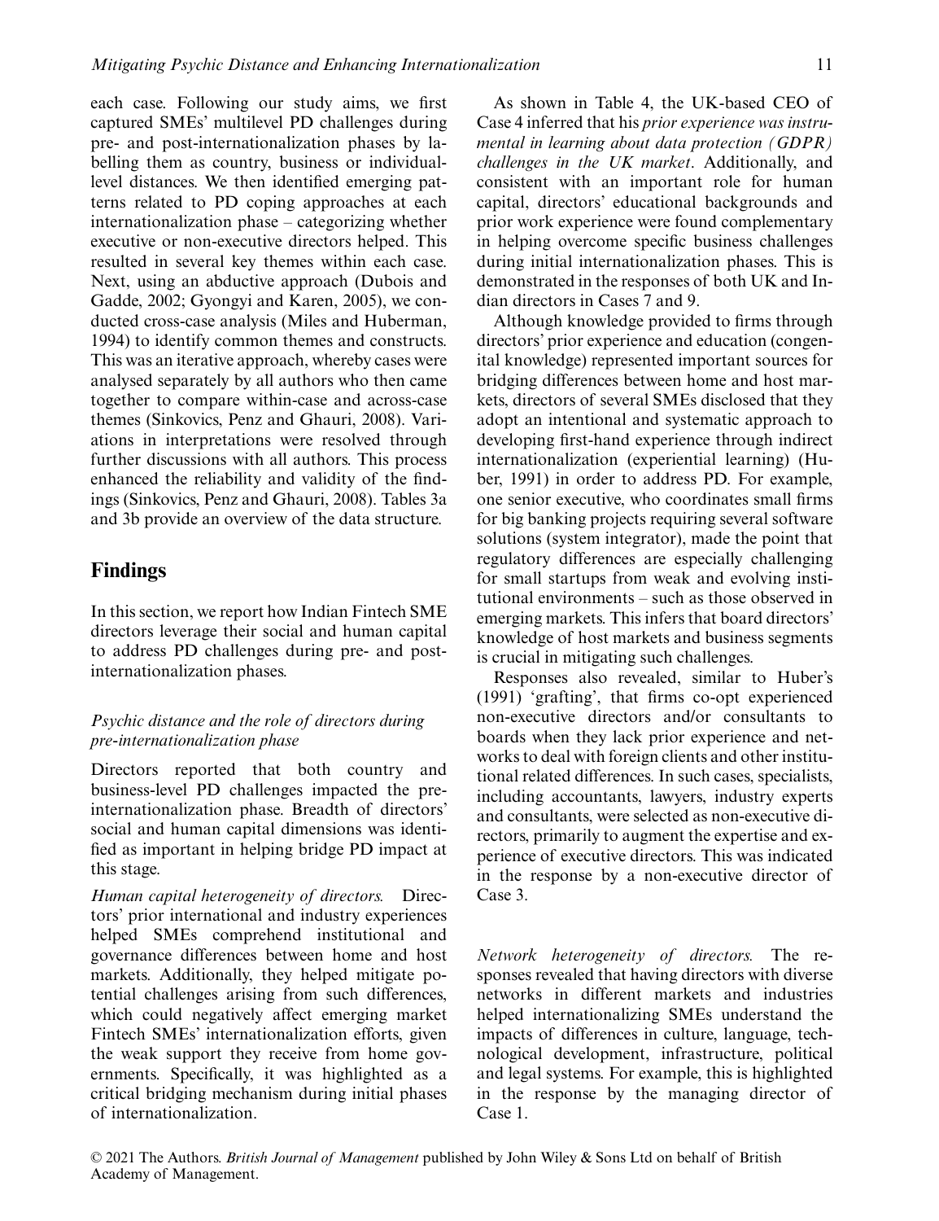each case. Following our study aims, we first captured SMEs' multilevel PD challenges during pre- and post-internationalization phases by labelling them as country, business or individual-level distances. We then identified emerging patterns related to PD coping approaches at each internationalization phase – categorizing whether executive or non-executive directors helped. This resulted in several key themes within each case. Next, using an abductive approach (Dubois and Gadde, 2002; Gyongyi and Karen, 2005), we conducted cross-case analysis (Miles and Huberman, 1994) to identify common themes and constructs. This was an iterative approach, whereby cases were analysed separately by all authors who then came together to compare within-case and across-case themes (Sinkovics, Penz and Ghauri, 2008). Variations in interpretations were resolved through further discussions with all authors. This process enhanced the reliability and validity of the findings (Sinkovics, Penz and Ghauri, 2008). Tables 3a and 3b provide an overview of the data structure.

## Findings

In this section, we report how Indian Fintech SME directors leverage their social and human capital to address PD challenges during pre- and post-internationalization phases.

### *Psychic distance and the role of directors during pre-internationalization phase*

Directors reported that both country and business-level PD challenges impacted the pre-internationalization phase. Breadth of directors' social and human capital dimensions was identified as important in helping bridge PD impact at this stage.

*Human capital heterogeneity of directors.* Directors' prior international and industry experiences helped SMEs comprehend institutional and governance differences between home and host markets. Additionally, they helped mitigate potential challenges arising from such differences, which could negatively affect emerging market Fintech SMEs' internationalization efforts, given the weak support they receive from home governments. Specifically, it was highlighted as a critical bridging mechanism during initial phases of internationalization.

As shown in Table 4, the UK-based CEO of Case 4 inferred that his *prior experience was instrumental in learning about data protection (GDPR) challenges in the UK market*. Additionally, and consistent with an important role for human capital, directors' educational backgrounds and prior work experience were found complementary in helping overcome specific business challenges during initial internationalization phases. This is demonstrated in the responses of both UK and Indian directors in Cases 7 and 9.

Although knowledge provided to firms through directors' prior experience and education (congenital knowledge) represented important sources for bridging differences between home and host markets, directors of several SMEs disclosed that they adopt an intentional and systematic approach to developing first-hand experience through indirect internationalization (experiential learning) (Huber, 1991) in order to address PD. For example, one senior executive, who coordinates small firms for big banking projects requiring several software solutions (system integrator), made the point that regulatory differences are especially challenging for small startups from weak and evolving institutional environments – such as those observed in emerging markets. This infers that board directors' knowledge of host markets and business segments is crucial in mitigating such challenges.

Responses also revealed, similar to Huber's (1991) 'grafting', that firms co-opt experienced non-executive directors and/or consultants to boards when they lack prior experience and networks to deal with foreign clients and other institutional related differences. In such cases, specialists, including accountants, lawyers, industry experts and consultants, were selected as non-executive directors, primarily to augment the expertise and experience of executive directors. This was indicated in the response by a non-executive director of Case 3.

*Network heterogeneity of directors.* The responses revealed that having directors with diverse networks in different markets and industries helped internationalizing SMEs understand the impacts of differences in culture, language, technological development, infrastructure, political and legal systems. For example, this is highlighted in the response by the managing director of Case 1.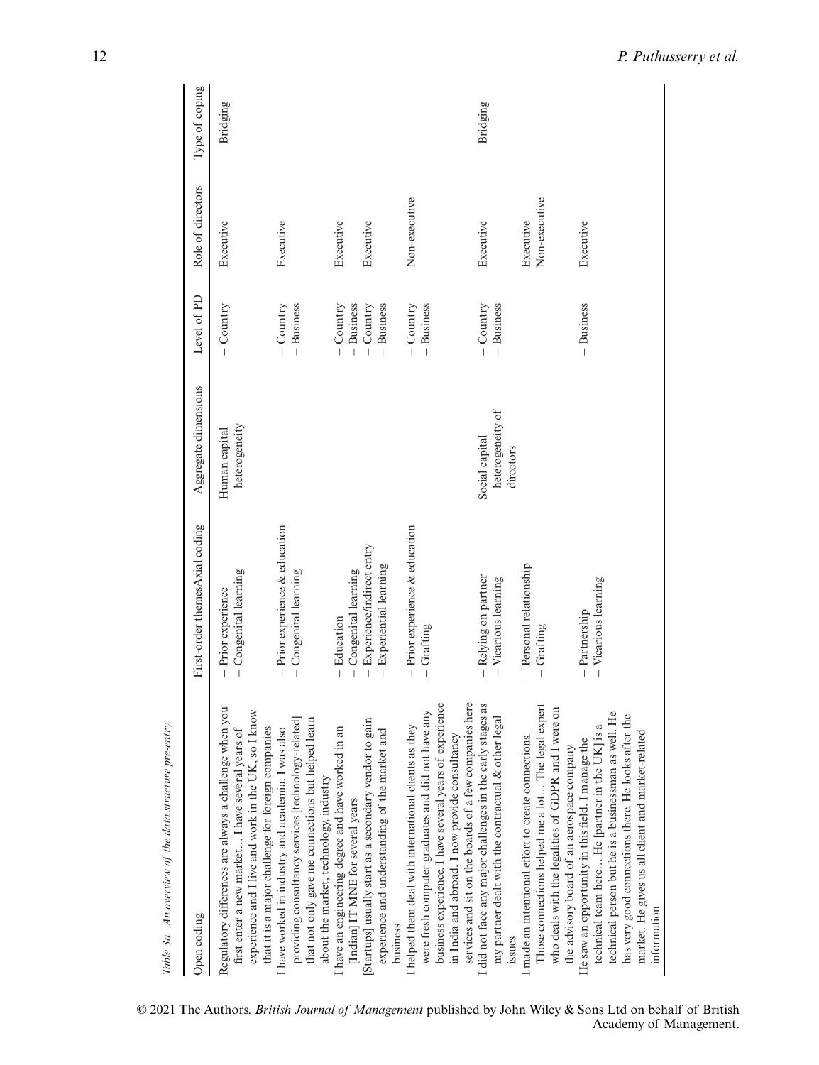Table 3a. An overview of the data structure pre-entry

| Open coding | First-order themes | Axial coding | Aggregate dimensions | Level of PD | Role of directors | Type of coping |
|---|---|---|---|---|---|---|
| Regulatory differences are always a challenge when you first enter a new market… I have several years of experience and I live and work in the UK, so I know that it is a major challenge for foreign companies | – Prior experience | – Congenital learning | Human capital heterogeneity | – Country | Executive | Bridging |
| I have worked in industry and academia. I was also providing consultancy services [technology-related] that not only gave me connections but helped learn about the market, technology, industry | – Prior experience & education | – Congenital learning | | – Country<br>– Business | Executive | |
| I have an engineering degree and have worked in an [Indian] IT MNE for several years | – Education | – Congenital learning | | – Country<br>– Business | Executive | |
| [Startups] usually start as a secondary vendor to gain experience and understanding of the market and business | – Experience/indirect entry | – Experiential learning | | – Country<br>– Business | Executive | |
| I helped them deal with international clients as they were fresh computer graduates and did not have any business experience. I have several years of experience in India and abroad. I now provide consultancy services and sit on the boards of a few companies here | – Prior experience & education | – Grafting | | – Country<br>– Business | Non-executive | |
| I did not face any major challenges in the early stages as my partner dealt with the contractual & other legal issues | – Relying on partner | – Vicarious learning | Social capital heterogeneity of directors | – Country<br>– Business | Executive | Bridging |
| I made an intentional effort to create connections. Those connections helped me a lot… The legal expert who deals with the legalities of GDPR and I were on the advisory board of an aerospace company | – Personal relationship | – Grafting | | | Executive<br>Non-executive | |
| He saw an opportunity in this field. I manage the technical team here… He [partner in the UK] is a technical person but he is a businessman as well. He has very good connections there. He looks after the market. He gives us all client and market-related information | – Partnership | – Vicarious learning | | – Business | Executive | |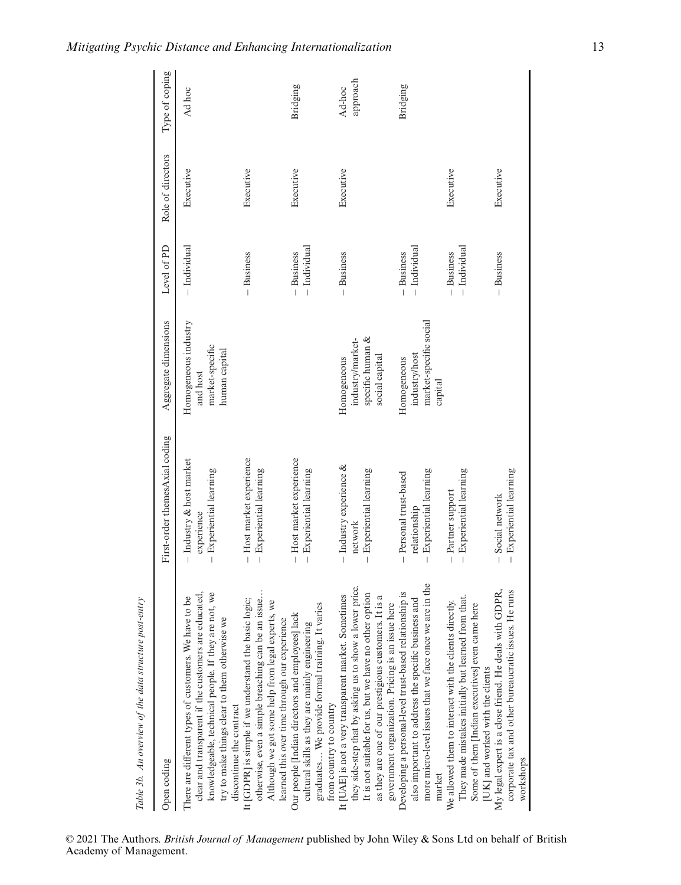Table 3b. An overview of the data structure post-entry

| Open coding | First-order themesAxial coding | Aggregate dimensions | Level of PD | Role of directors | Type of coping |
|---|---|---|---|---|---|
| There are different types of customers. We have to be clear and transparent if the customers are educated, knowledgeable, technical people. If they are not, we try to make things clear to them otherwise we discontinue the contract | – Industry & host market experience<br>– Experiential learning | Homogeneous industry and host market-specific human capital | – Individual | Executive | Ad hoc |
| It [GDPR] is simple if we understand the basic logic; otherwise, even a simple breaching can be an issue… Although we got some help from legal experts, we learned this over time through our experience | – Host market experience<br>– Experiential learning | | – Business | Executive | |
| Our people [Indian directors and employees] lack cultural skills as they are mainly engineering graduates… We provide formal training. It varies from country to country | – Host market experience<br>– Experiential learning | | – Business<br>– Individual | Executive | Bridging |
| It [UAE] is not a very transparent market. Sometimes they side-step that by asking us to show a lower price. It is not suitable for us, but we have no other option as they are one of our prestigious customers. It is a government organization. Pricing is an issue here | – Industry experience & network<br>– Experiential learning | Homogeneous industry/market-specific human & social capital | – Business | Executive | Ad-hoc approach |
| Developing a personal-level trust-based relationship is also important to address the specific business and more micro-level issues that we face once we are in the market | – Personal trust-based relationship<br>– Experiential learning | Homogeneous industry/host market-specific social capital | – Business<br>– Individual | | Bridging |
| We allowed them to interact with the clients directly. They made mistakes initially but learned from that. Some of them [Indian executives] even came here [UK] and worked with the clients | – Partner support<br>– Experiential learning | | – Business<br>– Individual | Executive | |
| My legal expert is a close friend. He deals with GDPR, corporate tax and other bureaucratic issues. He runs workshops | – Social network<br>– Experiential learning | | – Business | Executive | |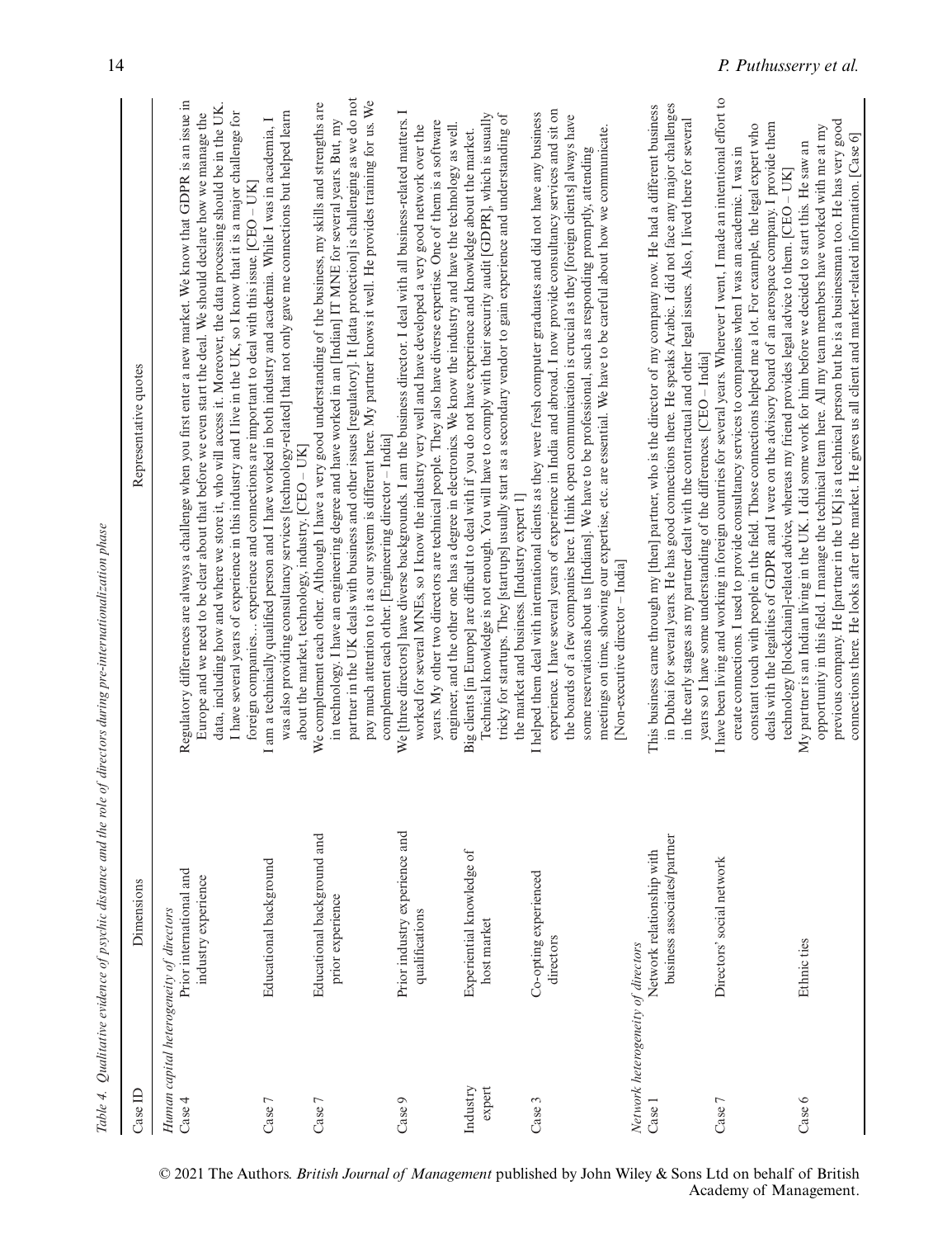Table 4. *Qualitative evidence of psychic distance and the role of directors during pre-internationalization phase*

| Case ID | Dimensions | Representative quotes |
|---|---|---|
| *Human capital heterogeneity of directors* | | |
| Case 4 | Prior international and industry experience | Regulatory differences are always a challenge when you first enter a new market. We know that GDPR is an issue in Europe and we need to be clear about that before we even start the deal. We should declare how we manage the data, including how and where we store it, who will access it. Moreover, the data processing should be in the UK. I have several years of experience in this industry and I live in the UK, so I know that it is a major challenge for foreign companies… experience and connections are important to deal with this issue. [CEO – UK] |
| Case 7 | Educational background | I am a technically qualified person and I have worked in both industry and academia. While I was in academia, I was also providing consultancy services [technology-related] that not only gave me connections but helped learn about the market, technology, industry. [CEO – UK] |
| Case 7 | Educational background and prior experience | We complement each other. Although I have a very good understanding of the business, my skills and strengths are in technology. I have an engineering degree and have worked in an [Indian] IT MNE for several years. But, my partner in the UK deals with business and other issues [regulatory]. It [data protection] is challenging as we do not pay much attention to it as our system is different here. My partner knows it well. He provides training for us. We complement each other. [Engineering director – India] |
| Case 9 | Prior industry experience and qualifications | We [three directors] have diverse backgrounds. I am the business director. I deal with all business-related matters. I worked for several MNEs, so I know the industry very well and have developed a very good network over the years. My other two directors are technical people. They also have diverse expertise. One of them is a software engineer, and the other one has a degree in electronics. We know the industry and have the technology as well. |
| Industry expert | Experiential knowledge of host market | Big clients [in Europe] are difficult to deal with if you do not have experience and knowledge about the market. Technical knowledge is not enough. You will have to comply with their security audit [GDPR], which is usually tricky for startups. They [startups] usually start as a secondary vendor to gain experience and understanding of the market and business. [Industry expert 1] |
| Case 3 | Co-opting experienced directors | I helped them deal with international clients as they were fresh computer graduates and did not have any business experience. I have several years of experience in India and abroad. I now provide consultancy services and sit on the boards of a few companies here. I think open communication is crucial as they [foreign clients] always have some reservations about us [Indians]. We have to be professional, such as responding promptly, attending meetings on time, showing our expertise, etc. are essential. We have to be careful about how we communicate. [Non-executive director – India] |
| *Network heterogeneity of directors* | | |
| Case 1 | Network relationship with business associates/partner | This business came through my [then] partner, who is the director of my company now. He had a different business in Dubai for several years. He has good connections there. He speaks Arabic. I did not face any major challenges in the early stages as my partner dealt with the contractual and other legal issues. Also, I lived there for several years so I have some understanding of the differences. [CEO – India] |
| Case 7 | Directors' social network | I have been living and working in foreign countries for several years. Wherever I went, I made an intentional effort to create connections. I used to provide consultancy services to companies when I was an academic. I was in constant touch with people in the field. Those connections helped me a lot. For example, the legal expert who deals with the legalities of GDPR and I were on the advisory board of an aerospace company. I provide them technology [blockchain]-related advice, whereas my friend provides legal advice to them. [CEO – UK] |
| Case 6 | Ethnic ties | My partner is an Indian living in the UK. I did some work for him before we decided to start this. He saw an opportunity in this field. I manage the technical team here. All my team members have worked with me at my previous company. He [partner in the UK] is a technical person but he is a businessman too. He has very good connections there. He looks after the market. He gives us all client and market-related information. [Case 6] |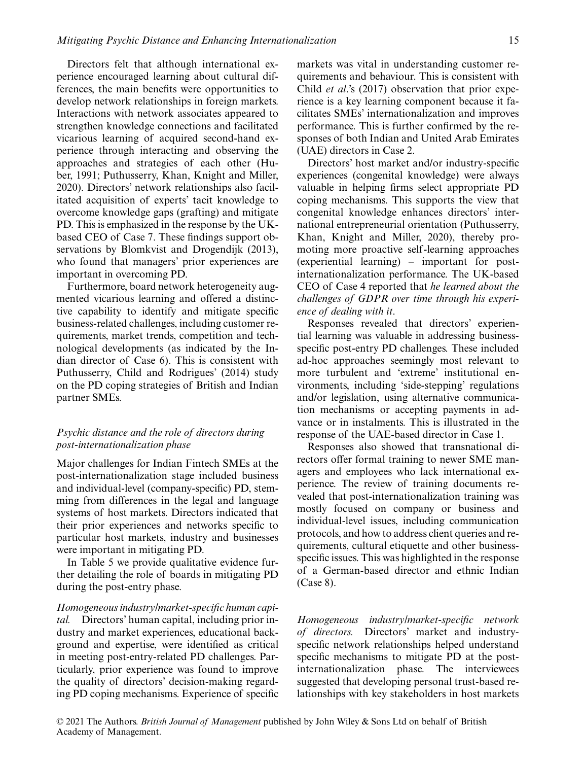Directors felt that although international experience encouraged learning about cultural differences, the main benefits were opportunities to develop network relationships in foreign markets. Interactions with network associates appeared to strengthen knowledge connections and facilitated vicarious learning of acquired second-hand experience through interacting and observing the approaches and strategies of each other (Huber, 1991; Puthusserry, Khan, Knight and Miller, 2020). Directors' network relationships also facilitated acquisition of experts' tacit knowledge to overcome knowledge gaps (grafting) and mitigate PD. This is emphasized in the response by the UK-based CEO of Case 7. These findings support observations by Blomkvist and Drogendijk (2013), who found that managers' prior experiences are important in overcoming PD.

Furthermore, board network heterogeneity augmented vicarious learning and offered a distinctive capability to identify and mitigate specific business-related challenges, including customer requirements, market trends, competition and technological developments (as indicated by the Indian director of Case 6). This is consistent with Puthusserry, Child and Rodrigues' (2014) study on the PD coping strategies of British and Indian partner SMEs.

### *Psychic distance and the role of directors during post-internationalization phase*

Major challenges for Indian Fintech SMEs at the post-internationalization stage included business and individual-level (company-specific) PD, stemming from differences in the legal and language systems of host markets. Directors indicated that their prior experiences and networks specific to particular host markets, industry and businesses were important in mitigating PD.

In Table 5 we provide qualitative evidence further detailing the role of boards in mitigating PD during the post-entry phase.

*Homogeneous industry/market-specific human capital.* Directors' human capital, including prior industry and market experiences, educational background and expertise, were identified as critical in meeting post-entry-related PD challenges. Particularly, prior experience was found to improve the quality of directors' decision-making regarding PD coping mechanisms. Experience of specific markets was vital in understanding customer requirements and behaviour. This is consistent with Child *et al.*'s (2017) observation that prior experience is a key learning component because it facilitates SMEs' internationalization and improves performance. This is further confirmed by the responses of both Indian and United Arab Emirates (UAE) directors in Case 2.

Directors' host market and/or industry-specific experiences (congenital knowledge) were always valuable in helping firms select appropriate PD coping mechanisms. This supports the view that congenital knowledge enhances directors' international entrepreneurial orientation (Puthusserry, Khan, Knight and Miller, 2020), thereby promoting more proactive self-learning approaches (experiential learning) – important for post-internationalization performance. The UK-based CEO of Case 4 reported that *he learned about the challenges of GDPR over time through his experience of dealing with it*.

Responses revealed that directors' experiential learning was valuable in addressing business-specific post-entry PD challenges. These included ad-hoc approaches seemingly most relevant to more turbulent and 'extreme' institutional environments, including 'side-stepping' regulations and/or legislation, using alternative communication mechanisms or accepting payments in advance or in instalments. This is illustrated in the response of the UAE-based director in Case 1.

Responses also showed that transnational directors offer formal training to newer SME managers and employees who lack international experience. The review of training documents revealed that post-internationalization training was mostly focused on company or business and individual-level issues, including communication protocols, and how to address client queries and requirements, cultural etiquette and other business-specific issues. This was highlighted in the response of a German-based director and ethnic Indian (Case 8).

*Homogeneous industry/market-specific network of directors.* Directors' market and industry-specific network relationships helped understand specific mechanisms to mitigate PD at the post-internationalization phase. The interviewees suggested that developing personal trust-based relationships with key stakeholders in host markets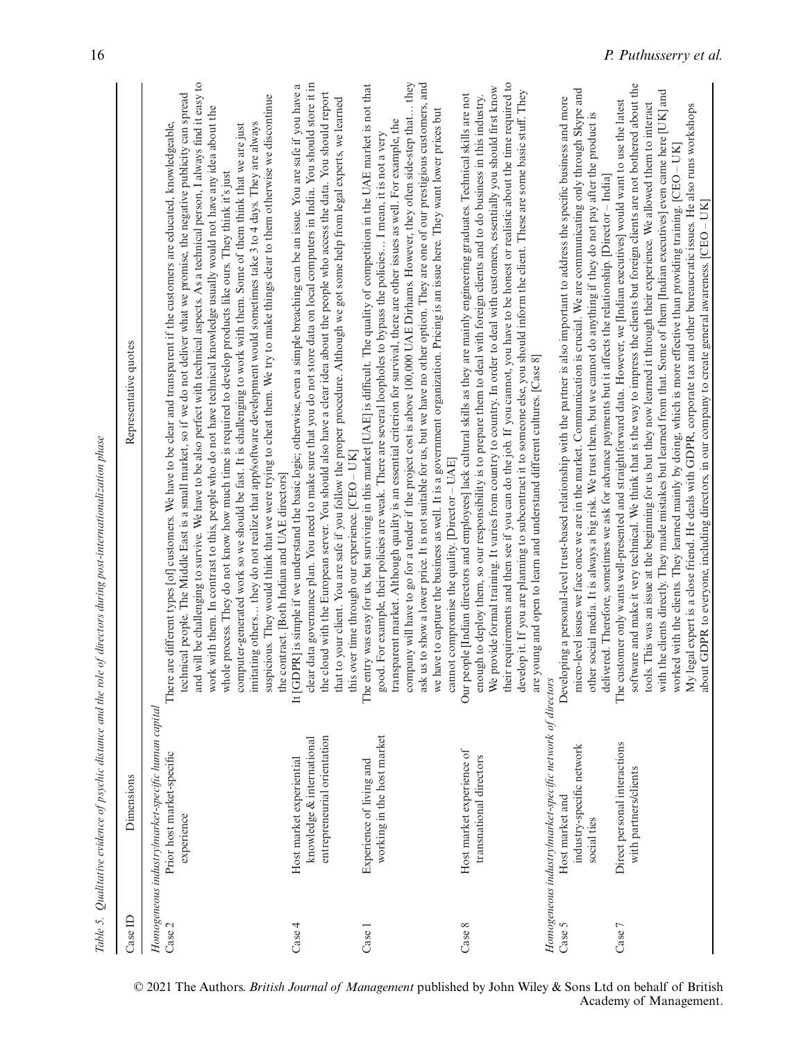Table 5. *Qualitative evidence of psychic distance and the role of directors during post-internationalization phase*

| Case ID | Dimensions | Representative quotes |
|---|---|---|
| *Homogeneous industry/market-specific human capital* | | |
| Case 2 | Prior host market-specific experience | There are different types [of] customers. We have to be clear and transparent if the customers are educated, knowledgeable, technical people. The Middle East is a small market, so if we do not deliver what we promise, the negative publicity can spread and will be challenging to survive. We have to be also perfect with technical aspects. As a technical person, I always find it easy to work with them. In contrast to this, people who do not have technical knowledge usually would not have any idea about the whole process. They do not know how much time is required to develop products like ours. They think it's just computer-generated work so we should be fast. It is challenging to work with them. Some of them think that we are just imitating others… they do not realize that app/software development would sometimes take 3 to 4 days. They are always suspicious. They would think that we were trying to cheat them. We try to make things clear to them otherwise we discontinue the contract. [Both Indian and UAE directors] |
| Case 4 | Host market experiential knowledge & international entrepreneurial orientation | It [GDPR] is simple if we understand the basic logic; otherwise, even a simple breaching can be an issue. You are safe if you have a clear data governance plan. You need to make sure that you do not store data on local computers in India. You should store it in the cloud with the European server. You should also have a clear idea about the people who access the data. You should report that to your client. You are safe if you follow the proper procedure. Although we got some help from legal experts, we learned this over time through our experience. [CEO – UK] |
| Case 1 | Experience of living and working in the host market | The entry was easy for us, but surviving in this market [UAE] is difficult. The quality of competition in the UAE market is not that good. For example, their policies are weak. There are several loopholes to bypass the policies… I mean, it is not a very transparent market. Although quality is an essential criterion for survival, there are other issues as well. For example, the company will have to go for a tender if the project cost is above 100,000 UAE Dirhams. However, they often side-step that… they ask us to show a lower price. It is not suitable for us, but we have no other option. They are one of our prestigious customers, and we have to capture the business as well. It is a government organization. Pricing is an issue here. They want lower prices but cannot compromise the quality. [Director – UAE] |
| Case 8 | Host market experience of transnational directors | Our people [Indian directors and employees] lack cultural skills as they are mainly engineering graduates. Technical skills are not enough to deploy them, so our responsibility is to prepare them to deal with foreign clients and to do business in this industry. We provide formal training. It varies from country to country. In order to deal with customers, essentially you should first know their requirements and then see if you can do the job. If you cannot, you have to be honest or realistic about the time required to develop it. If you are planning to subcontract it to someone else, you should inform the client. These are some basic stuff. They are young and open to learn and understand different cultures. [Case 8] |
| *Homogeneous industry/market-specific network of directors* | | |
| Case 5 | Host market and industry-specific network social ties | Developing a personal-level trust-based relationship with the partner is also important to address the specific business and more micro-level issues we face once we are in the market. Communication is crucial. We are communicating only through Skype and other social media. It is always a big risk. We trust them, but we cannot do anything if they do not pay after the product is delivered. Therefore, sometimes we ask for advance payments but it affects the relationship. [Director – India] |
| Case 7 | Direct personal interactions with partners/clients | The customer only wants well-presented and straightforward data. However, we [Indian executives] would want to use the latest software and make it very technical. We think that is the way to impress the clients but foreign clients are not bothered about the tools. This was an issue at the beginning for us but they now learned it through their experience. We allowed them to interact with the clients directly. They made mistakes but learned from that. Some of them [Indian executives] even came here [UK] and worked with the clients. They learned mainly by doing, which is more effective than providing training. [CEO – UK]<br>My legal expert is a close friend. He deals with GDPR, corporate tax and other bureaucratic issues. He also runs workshops about GDPR to everyone, including directors, in our company to create general awareness. [CEO – UK] |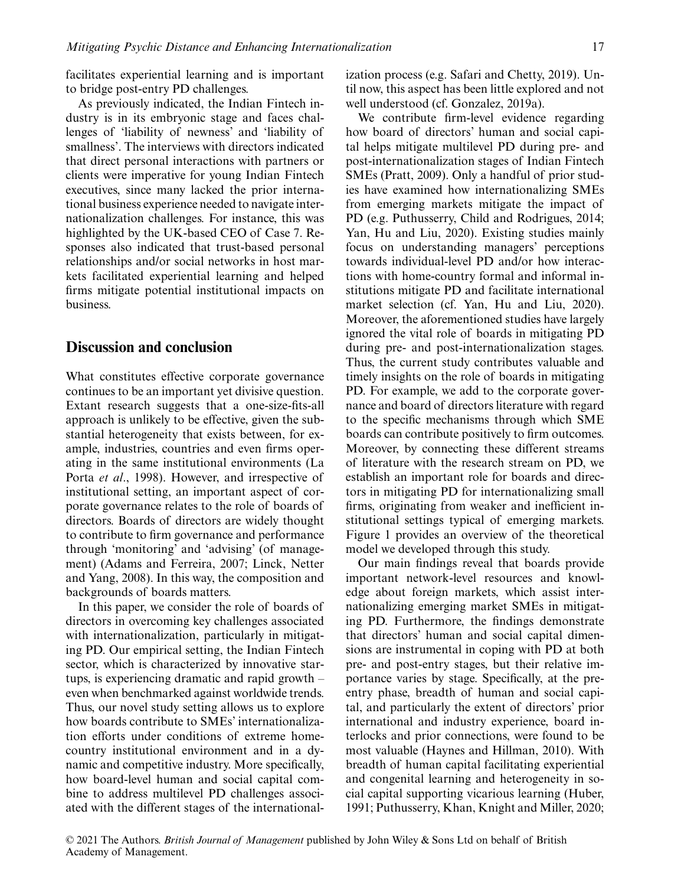facilitates experiential learning and is important to bridge post-entry PD challenges.

As previously indicated, the Indian Fintech industry is in its embryonic stage and faces challenges of 'liability of newness' and 'liability of smallness'. The interviews with directors indicated that direct personal interactions with partners or clients were imperative for young Indian Fintech executives, since many lacked the prior international business experience needed to navigate internationalization challenges. For instance, this was highlighted by the UK-based CEO of Case 7. Responses also indicated that trust-based personal relationships and/or social networks in host markets facilitated experiential learning and helped firms mitigate potential institutional impacts on business.

## Discussion and conclusion

What constitutes effective corporate governance continues to be an important yet divisive question. Extant research suggests that a one-size-fits-all approach is unlikely to be effective, given the substantial heterogeneity that exists between, for example, industries, countries and even firms operating in the same institutional environments (La Porta *et al*., 1998). However, and irrespective of institutional setting, an important aspect of corporate governance relates to the role of boards of directors. Boards of directors are widely thought to contribute to firm governance and performance through 'monitoring' and 'advising' (of management) (Adams and Ferreira, 2007; Linck, Netter and Yang, 2008). In this way, the composition and backgrounds of boards matters.

In this paper, we consider the role of boards of directors in overcoming key challenges associated with internationalization, particularly in mitigating PD. Our empirical setting, the Indian Fintech sector, which is characterized by innovative startups, is experiencing dramatic and rapid growth – even when benchmarked against worldwide trends. Thus, our novel study setting allows us to explore how boards contribute to SMEs' internationalization efforts under conditions of extreme home-country institutional environment and in a dynamic and competitive industry. More specifically, how board-level human and social capital combine to address multilevel PD challenges associated with the different stages of the internationalization process (e.g. Safari and Chetty, 2019). Until now, this aspect has been little explored and not well understood (cf. Gonzalez, 2019a).

We contribute firm-level evidence regarding how board of directors' human and social capital helps mitigate multilevel PD during pre- and post-internationalization stages of Indian Fintech SMEs (Pratt, 2009). Only a handful of prior studies have examined how internationalizing SMEs from emerging markets mitigate the impact of PD (e.g. Puthusserry, Child and Rodrigues, 2014; Yan, Hu and Liu, 2020). Existing studies mainly focus on understanding managers' perceptions towards individual-level PD and/or how interactions with home-country formal and informal institutions mitigate PD and facilitate international market selection (cf. Yan, Hu and Liu, 2020). Moreover, the aforementioned studies have largely ignored the vital role of boards in mitigating PD during pre- and post-internationalization stages. Thus, the current study contributes valuable and timely insights on the role of boards in mitigating PD. For example, we add to the corporate governance and board of directors literature with regard to the specific mechanisms through which SME boards can contribute positively to firm outcomes. Moreover, by connecting these different streams of literature with the research stream on PD, we establish an important role for boards and directors in mitigating PD for internationalizing small firms, originating from weaker and inefficient institutional settings typical of emerging markets. Figure 1 provides an overview of the theoretical model we developed through this study.

Our main findings reveal that boards provide important network-level resources and knowledge about foreign markets, which assist internationalizing emerging market SMEs in mitigating PD. Furthermore, the findings demonstrate that directors' human and social capital dimensions are instrumental in coping with PD at both pre- and post-entry stages, but their relative importance varies by stage. Specifically, at the pre-entry phase, breadth of human and social capital, and particularly the extent of directors' prior international and industry experience, board interlocks and prior connections, were found to be most valuable (Haynes and Hillman, 2010). With breadth of human capital facilitating experiential and congenital learning and heterogeneity in social capital supporting vicarious learning (Huber, 1991; Puthusserry, Khan, Knight and Miller, 2020;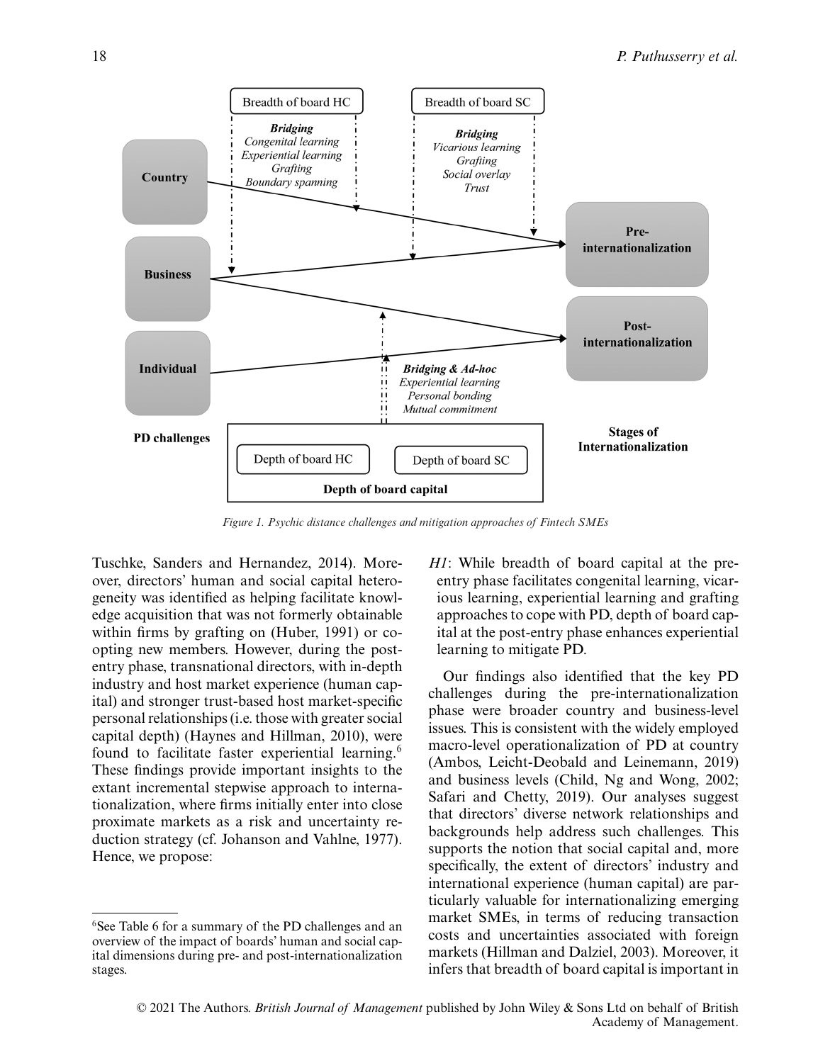*Figure 1. Psychic distance challenges and mitigation approaches of Fintech SMEs*

Tuschke, Sanders and Hernandez, 2014). Moreover, directors' human and social capital heterogeneity was identified as helping facilitate knowledge acquisition that was not formerly obtainable within firms by grafting on (Huber, 1991) or co-opting new members. However, during the post-entry phase, transnational directors, with in-depth industry and host market experience (human capital) and stronger trust-based host market-specific personal relationships (i.e. those with greater social capital depth) (Haynes and Hillman, 2010), were found to facilitate faster experiential learning.[6] These findings provide important insights to the extant incremental stepwise approach to internationalization, where firms initially enter into close proximate markets as a risk and uncertainty reduction strategy (cf. Johanson and Vahlne, 1977). Hence, we propose:

*H1*: While breadth of board capital at the pre-entry phase facilitates congenital learning, vicarious learning, experiential learning and grafting approaches to cope with PD, depth of board capital at the post-entry phase enhances experiential learning to mitigate PD.

Our findings also identified that the key PD challenges during the pre-internationalization phase were broader country and business-level issues. This is consistent with the widely employed macro-level operationalization of PD at country (Ambos, Leicht-Deobald and Leinemann, 2019) and business levels (Child, Ng and Wong, 2002; Safari and Chetty, 2019). Our analyses suggest that directors' diverse network relationships and backgrounds help address such challenges. This supports the notion that social capital and, more specifically, the extent of directors' industry and international experience (human capital) are particularly valuable for internationalizing emerging market SMEs, in terms of reducing transaction costs and uncertainties associated with foreign markets (Hillman and Dalziel, 2003). Moreover, it infers that breadth of board capital is important in

[6]See Table 6 for a summary of the PD challenges and an overview of the impact of boards' human and social capital dimensions during pre- and post-internationalization stages.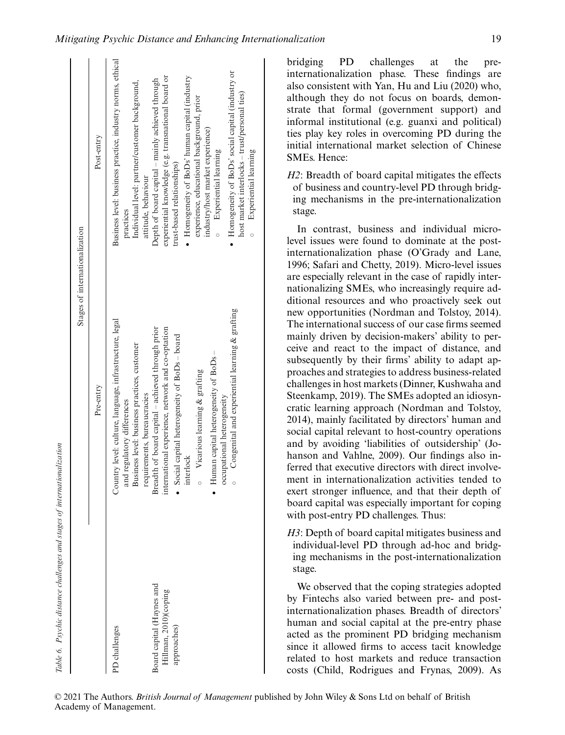Table 6. Psychic distance challenges and stages of internationalization

| | Stages of internationalization | |
|---|---|---|
| | Pre-entry | Post-entry |
| PD challenges | Country level: culture, language, infrastructure, legal and regulatory differences<br>Business level: business practices, customer requirements, bureaucracies | Business level: business practice, industry norms, ethical practices<br>Individual level: partner/customer background, attitude, behaviour |
| Board capital (Haynes and Hillman, 2010)(coping approaches) | Breadth of board capital – achieved through prior international experience, network and co-optation<br>• Social capital heterogeneity of BoDs – board interlock<br>  ◦ Vicarious learning & grafting<br>• Human capital heterogeneity of BoDs – occupational heterogeneity<br>  ◦ Congenital and experiential learning & grafting | Depth of board capital – mainly achieved through experiential knowledge (e.g. transnational board or trust-based relationships)<br>• Homogeneity of BoDs' human capital (industry experience, educational background, prior industry/host market experience)<br>  ◦ Experiential learning<br>• Homogeneity of BoDs' social capital (industry or host market interlocks – trust/personal ties)<br>  ◦ Experiential learning |

bridging PD challenges at the pre-internationalization phase. These findings are also consistent with Yan, Hu and Liu (2020) who, although they do not focus on boards, demonstrate that formal (government support) and informal institutional (e.g. guanxi and political) ties play key roles in overcoming PD during the initial international market selection of Chinese SMEs. Hence:

*H2*: Breadth of board capital mitigates the effects of business and country-level PD through bridging mechanisms in the pre-internationalization stage.

In contrast, business and individual micro-level issues were found to dominate at the post-internationalization phase (O'Grady and Lane, 1996; Safari and Chetty, 2019). Micro-level issues are especially relevant in the case of rapidly internationalizing SMEs, who increasingly require additional resources and who proactively seek out new opportunities (Nordman and Tolstoy, 2014). The international success of our case firms seemed mainly driven by decision-makers' ability to perceive and react to the impact of distance, and subsequently by their firms' ability to adapt approaches and strategies to address business-related challenges in host markets (Dinner, Kushwaha and Steenkamp, 2019). The SMEs adopted an idiosyncratic learning approach (Nordman and Tolstoy, 2014), mainly facilitated by directors' human and social capital relevant to host-country operations and by avoiding 'liabilities of outsidership' (Johanson and Vahlne, 2009). Our findings also inferred that executive directors with direct involvement in internationalization activities tended to exert stronger influence, and that their depth of board capital was especially important for coping with post-entry PD challenges. Thus:

*H3*: Depth of board capital mitigates business and individual-level PD through ad-hoc and bridging mechanisms in the post-internationalization stage.

We observed that the coping strategies adopted by Fintechs also varied between pre- and post-internationalization phases. Breadth of directors' human and social capital at the pre-entry phase acted as the prominent PD bridging mechanism since it allowed firms to access tacit knowledge related to host markets and reduce transaction costs (Child, Rodrigues and Frynas, 2009). As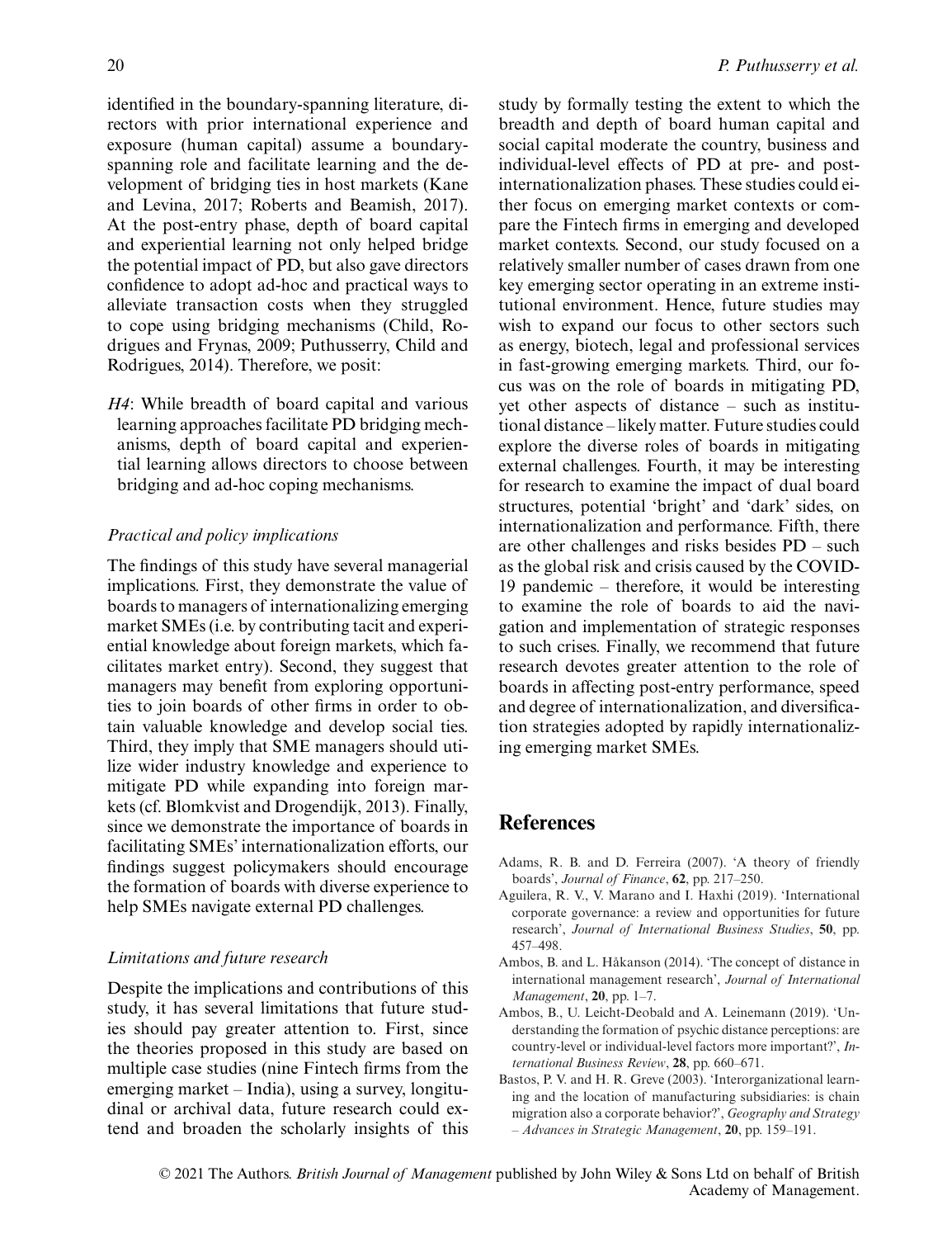identified in the boundary-spanning literature, directors with prior international experience and exposure (human capital) assume a boundary-spanning role and facilitate learning and the development of bridging ties in host markets (Kane and Levina, 2017; Roberts and Beamish, 2017). At the post-entry phase, depth of board capital and experiential learning not only helped bridge the potential impact of PD, but also gave directors confidence to adopt ad-hoc and practical ways to alleviate transaction costs when they struggled to cope using bridging mechanisms (Child, Rodrigues and Frynas, 2009; Puthusserry, Child and Rodrigues, 2014). Therefore, we posit:

*H4*: While breadth of board capital and various learning approaches facilitate PD bridging mechanisms, depth of board capital and experiential learning allows directors to choose between bridging and ad-hoc coping mechanisms.

### *Practical and policy implications*

The findings of this study have several managerial implications. First, they demonstrate the value of boards to managers of internationalizing emerging market SMEs (i.e. by contributing tacit and experiential knowledge about foreign markets, which facilitates market entry). Second, they suggest that managers may benefit from exploring opportunities to join boards of other firms in order to obtain valuable knowledge and develop social ties. Third, they imply that SME managers should utilize wider industry knowledge and experience to mitigate PD while expanding into foreign markets (cf. Blomkvist and Drogendijk, 2013). Finally, since we demonstrate the importance of boards in facilitating SMEs' internationalization efforts, our findings suggest policymakers should encourage the formation of boards with diverse experience to help SMEs navigate external PD challenges.

### *Limitations and future research*

Despite the implications and contributions of this study, it has several limitations that future studies should pay greater attention to. First, since the theories proposed in this study are based on multiple case studies (nine Fintech firms from the emerging market – India), using a survey, longitudinal or archival data, future research could extend and broaden the scholarly insights of this study by formally testing the extent to which the breadth and depth of board human capital and social capital moderate the country, business and individual-level effects of PD at pre- and post-internationalization phases. These studies could either focus on emerging market contexts or compare the Fintech firms in emerging and developed market contexts. Second, our study focused on a relatively smaller number of cases drawn from one key emerging sector operating in an extreme institutional environment. Hence, future studies may wish to expand our focus to other sectors such as energy, biotech, legal and professional services in fast-growing emerging markets. Third, our focus was on the role of boards in mitigating PD, yet other aspects of distance – such as institutional distance – likely matter. Future studies could explore the diverse roles of boards in mitigating external challenges. Fourth, it may be interesting for research to examine the impact of dual board structures, potential 'bright' and 'dark' sides, on internationalization and performance. Fifth, there are other challenges and risks besides PD – such as the global risk and crisis caused by the COVID-19 pandemic – therefore, it would be interesting to examine the role of boards to aid the navigation and implementation of strategic responses to such crises. Finally, we recommend that future research devotes greater attention to the role of boards in affecting post-entry performance, speed and degree of internationalization, and diversification strategies adopted by rapidly internationalizing emerging market SMEs.

## References

Adams, R. B. and D. Ferreira (2007). 'A theory of friendly boards', *Journal of Finance*, **62**, pp. 217–250.

Aguilera, R. V., V. Marano and I. Haxhi (2019). 'International corporate governance: a review and opportunities for future research', *Journal of International Business Studies*, **50**, pp. 457–498.

Ambos, B. and L. Håkanson (2014). 'The concept of distance in international management research', *Journal of International Management*, **20**, pp. 1–7.

Ambos, B., U. Leicht-Deobald and A. Leinemann (2019). 'Understanding the formation of psychic distance perceptions: are country-level or individual-level factors more important?', *International Business Review*, **28**, pp. 660–671.

Bastos, P. V. and H. R. Greve (2003). 'Interorganizational learning and the location of manufacturing subsidiaries: is chain migration also a corporate behavior?', *Geography and Strategy – Advances in Strategic Management*, **20**, pp. 159–191.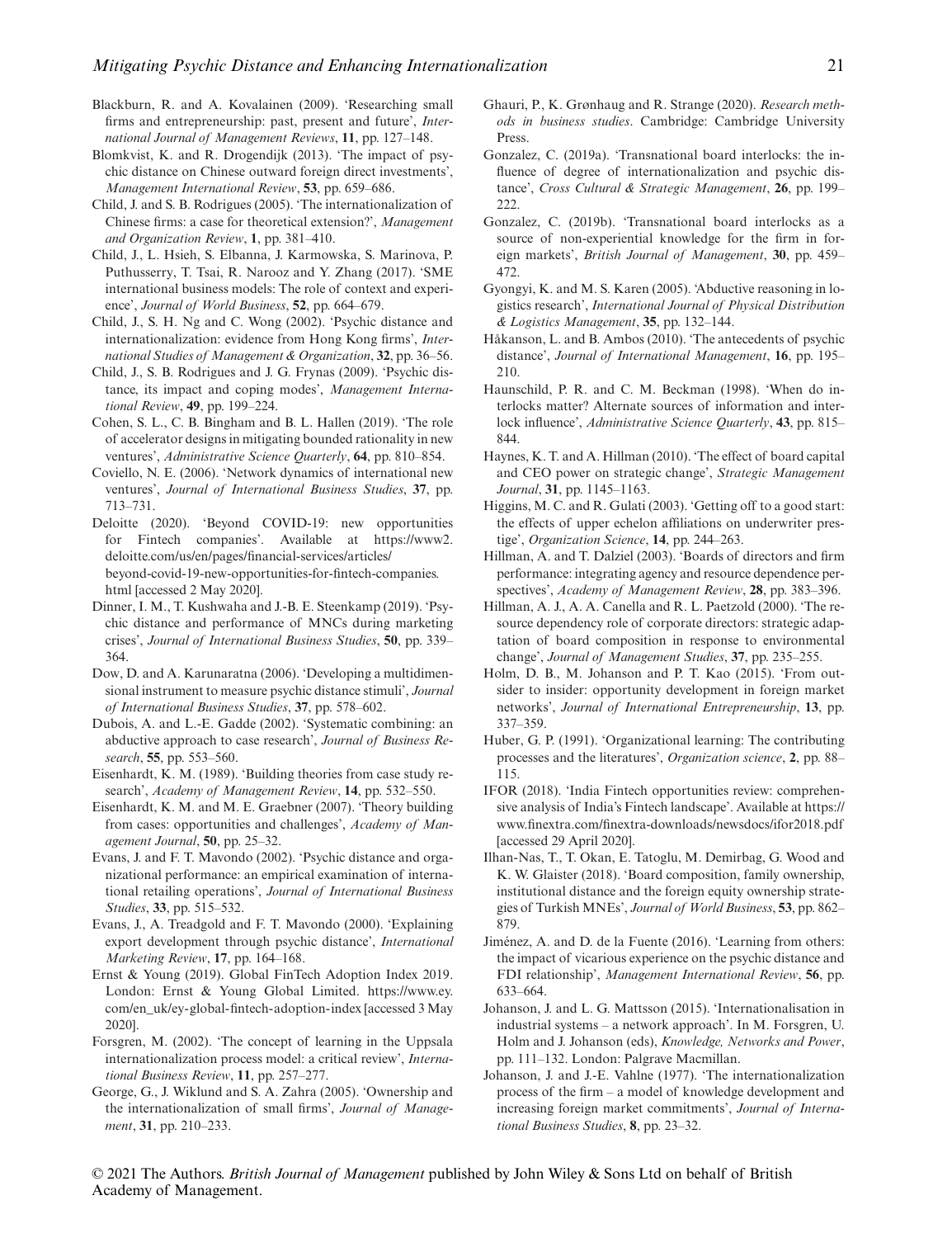Blackburn, R. and A. Kovalainen (2009). 'Researching small firms and entrepreneurship: past, present and future', *International Journal of Management Reviews*, **11**, pp. 127–148.

Blomkvist, K. and R. Drogendijk (2013). 'The impact of psychic distance on Chinese outward foreign direct investments', *Management International Review*, **53**, pp. 659–686.

Child, J. and S. B. Rodrigues (2005). 'The internationalization of Chinese firms: a case for theoretical extension?', *Management and Organization Review*, **1**, pp. 381–410.

Child, J., L. Hsieh, S. Elbanna, J. Karmowska, S. Marinova, P. Puthusserry, T. Tsai, R. Narooz and Y. Zhang (2017). 'SME international business models: The role of context and experience', *Journal of World Business*, **52**, pp. 664–679.

Child, J., S. H. Ng and C. Wong (2002). 'Psychic distance and internationalization: evidence from Hong Kong firms', *International Studies of Management & Organization*, **32**, pp. 36–56.

Child, J., S. B. Rodrigues and J. G. Frynas (2009). 'Psychic distance, its impact and coping modes', *Management International Review*, **49**, pp. 199–224.

Cohen, S. L., C. B. Bingham and B. L. Hallen (2019). 'The role of accelerator designs in mitigating bounded rationality in new ventures', *Administrative Science Quarterly*, **64**, pp. 810–854.

Coviello, N. E. (2006). 'Network dynamics of international new ventures', *Journal of International Business Studies*, **37**, pp. 713–731.

Deloitte (2020). 'Beyond COVID-19: new opportunities for Fintech companies'. Available at https://www2.deloitte.com/us/en/pages/financial-services/articles/beyond-covid-19-new-opportunities-for-fintech-companies.html [accessed 2 May 2020].

Dinner, I. M., T. Kushwaha and J.-B. E. Steenkamp (2019). 'Psychic distance and performance of MNCs during marketing crises', *Journal of International Business Studies*, **50**, pp. 339–364.

Dow, D. and A. Karunaratna (2006). 'Developing a multidimensional instrument to measure psychic distance stimuli', *Journal of International Business Studies*, **37**, pp. 578–602.

Dubois, A. and L.-E. Gadde (2002). 'Systematic combining: an abductive approach to case research', *Journal of Business Research*, **55**, pp. 553–560.

Eisenhardt, K. M. (1989). 'Building theories from case study research', *Academy of Management Review*, **14**, pp. 532–550.

Eisenhardt, K. M. and M. E. Graebner (2007). 'Theory building from cases: opportunities and challenges', *Academy of Management Journal*, **50**, pp. 25–32.

Evans, J. and F. T. Mavondo (2002). 'Psychic distance and organizational performance: an empirical examination of international retailing operations', *Journal of International Business Studies*, **33**, pp. 515–532.

Evans, J., A. Treadgold and F. T. Mavondo (2000). 'Explaining export development through psychic distance', *International Marketing Review*, **17**, pp. 164–168.

Ernst & Young (2019). Global FinTech Adoption Index 2019. London: Ernst & Young Global Limited. https://www.ey.com/en_uk/ey-global-fintech-adoption-index [accessed 3 May 2020].

Forsgren, M. (2002). 'The concept of learning in the Uppsala internationalization process model: a critical review', *International Business Review*, **11**, pp. 257–277.

George, G., J. Wiklund and S. A. Zahra (2005). 'Ownership and the internationalization of small firms', *Journal of Management*, **31**, pp. 210–233.

Ghauri, P., K. Grønhaug and R. Strange (2020). *Research methods in business studies*. Cambridge: Cambridge University Press.

Gonzalez, C. (2019a). 'Transnational board interlocks: the influence of degree of internationalization and psychic distance', *Cross Cultural & Strategic Management*, **26**, pp. 199–222.

Gonzalez, C. (2019b). 'Transnational board interlocks as a source of non-experiential knowledge for the firm in foreign markets', *British Journal of Management*, **30**, pp. 459–472.

Gyongyi, K. and M. S. Karen (2005). 'Abductive reasoning in logistics research', *International Journal of Physical Distribution & Logistics Management*, **35**, pp. 132–144.

Håkanson, L. and B. Ambos (2010). 'The antecedents of psychic distance', *Journal of International Management*, **16**, pp. 195–210.

Haunschild, P. R. and C. M. Beckman (1998). 'When do interlocks matter? Alternate sources of information and interlock influence', *Administrative Science Quarterly*, **43**, pp. 815–844.

Haynes, K. T. and A. Hillman (2010). 'The effect of board capital and CEO power on strategic change', *Strategic Management Journal*, **31**, pp. 1145–1163.

Higgins, M. C. and R. Gulati (2003). 'Getting off to a good start: the effects of upper echelon affiliations on underwriter prestige', *Organization Science*, **14**, pp. 244–263.

Hillman, A. and T. Dalziel (2003). 'Boards of directors and firm performance: integrating agency and resource dependence perspectives', *Academy of Management Review*, **28**, pp. 383–396.

Hillman, A. J., A. A. Canella and R. L. Paetzold (2000). 'The resource dependency role of corporate directors: strategic adaptation of board composition in response to environmental change', *Journal of Management Studies*, **37**, pp. 235–255.

Holm, D. B., M. Johanson and P. T. Kao (2015). 'From outsider to insider: opportunity development in foreign market networks', *Journal of International Entrepreneurship*, **13**, pp. 337–359.

Huber, G. P. (1991). 'Organizational learning: The contributing processes and the literatures', *Organization science*, **2**, pp. 88–115.

IFOR (2018). 'India Fintech opportunities review: comprehensive analysis of India's Fintech landscape'. Available at https://www.finextra.com/finextra-downloads/newsdocs/ifor2018.pdf [accessed 29 April 2020].

Ilhan-Nas, T., T. Okan, E. Tatoglu, M. Demirbag, G. Wood and K. W. Glaister (2018). 'Board composition, family ownership, institutional distance and the foreign equity ownership strategies of Turkish MNEs', *Journal of World Business*, **53**, pp. 862–879.

Jiménez, A. and D. de la Fuente (2016). 'Learning from others: the impact of vicarious experience on the psychic distance and FDI relationship', *Management International Review*, **56**, pp. 633–664.

Johanson, J. and L. G. Mattsson (2015). 'Internationalisation in industrial systems – a network approach'. In M. Forsgren, U. Holm and J. Johanson (eds), *Knowledge, Networks and Power*, pp. 111–132. London: Palgrave Macmillan.

Johanson, J. and J.-E. Vahlne (1977). 'The internationalization process of the firm – a model of knowledge development and increasing foreign market commitments', *Journal of International Business Studies*, **8**, pp. 23–32.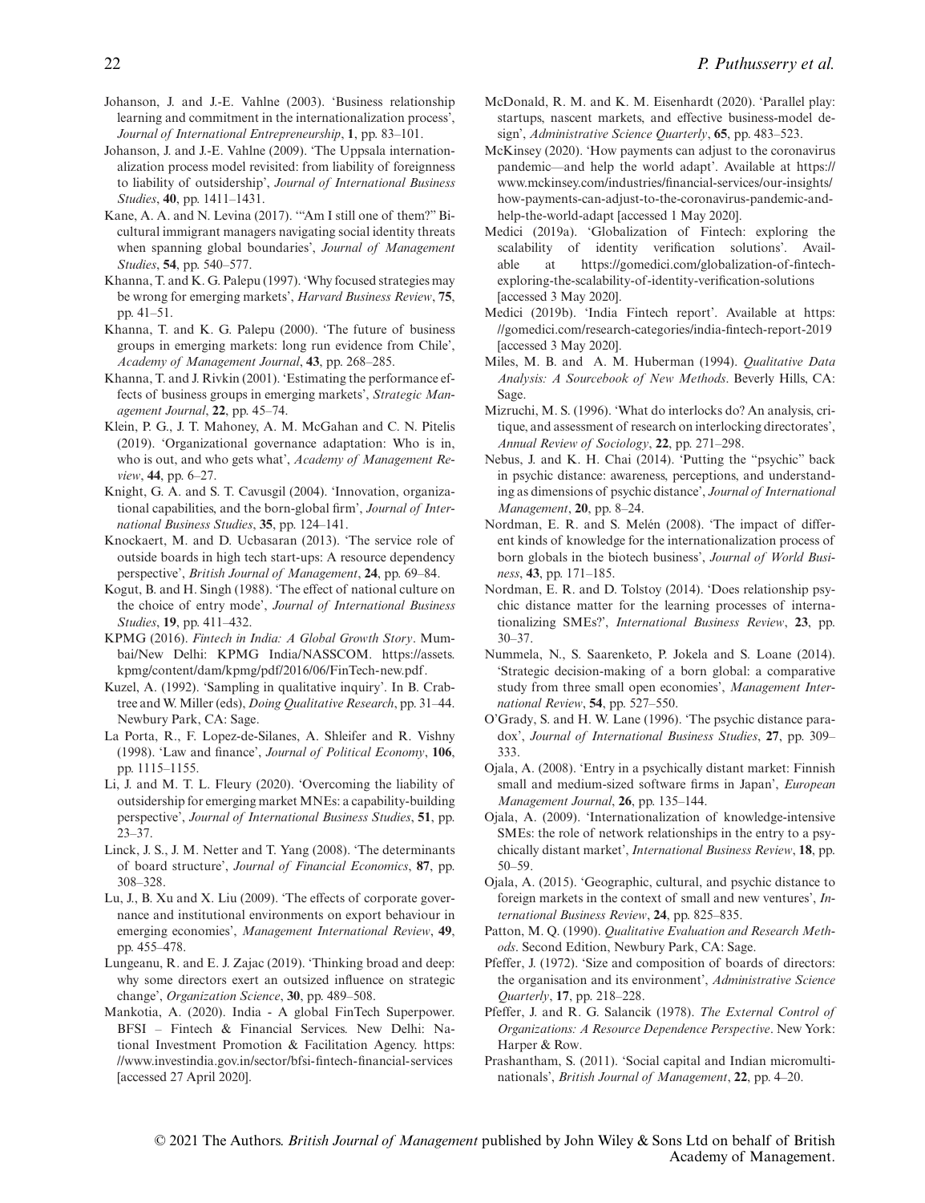Johanson, J. and J.-E. Vahlne (2003). 'Business relationship learning and commitment in the internationalization process', *Journal of International Entrepreneurship*, **1**, pp. 83–101.

Johanson, J. and J.-E. Vahlne (2009). 'The Uppsala internationalization process model revisited: from liability of foreignness to liability of outsidership', *Journal of International Business Studies*, **40**, pp. 1411–1431.

Kane, A. A. and N. Levina (2017). '"Am I still one of them?" Bicultural immigrant managers navigating social identity threats when spanning global boundaries', *Journal of Management Studies*, **54**, pp. 540–577.

Khanna, T. and K. G. Palepu (1997). 'Why focused strategies may be wrong for emerging markets', *Harvard Business Review*, **75**, pp. 41–51.

Khanna, T. and K. G. Palepu (2000). 'The future of business groups in emerging markets: long run evidence from Chile', *Academy of Management Journal*, **43**, pp. 268–285.

Khanna, T. and J. Rivkin (2001). 'Estimating the performance effects of business groups in emerging markets', *Strategic Management Journal*, **22**, pp. 45–74.

Klein, P. G., J. T. Mahoney, A. M. McGahan and C. N. Pitelis (2019). 'Organizational governance adaptation: Who is in, who is out, and who gets what', *Academy of Management Review*, **44**, pp. 6–27.

Knight, G. A. and S. T. Cavusgil (2004). 'Innovation, organizational capabilities, and the born-global firm', *Journal of International Business Studies*, **35**, pp. 124–141.

Knockaert, M. and D. Ucbasaran (2013). 'The service role of outside boards in high tech start-ups: A resource dependency perspective', *British Journal of Management*, **24**, pp. 69–84.

Kogut, B. and H. Singh (1988). 'The effect of national culture on the choice of entry mode', *Journal of International Business Studies*, **19**, pp. 411–432.

KPMG (2016). *Fintech in India: A Global Growth Story*. Mumbai/New Delhi: KPMG India/NASSCOM. https://assets.kpmg/content/dam/kpmg/pdf/2016/06/FinTech-new.pdf.

Kuzel, A. (1992). 'Sampling in qualitative inquiry'. In B. Crabtree and W. Miller (eds), *Doing Qualitative Research*, pp. 31–44. Newbury Park, CA: Sage.

La Porta, R., F. Lopez-de-Silanes, A. Shleifer and R. Vishny (1998). 'Law and finance', *Journal of Political Economy*, **106**, pp. 1115–1155.

Li, J. and M. T. L. Fleury (2020). 'Overcoming the liability of outsidership for emerging market MNEs: a capability-building perspective', *Journal of International Business Studies*, **51**, pp. 23–37.

Linck, J. S., J. M. Netter and T. Yang (2008). 'The determinants of board structure', *Journal of Financial Economics*, **87**, pp. 308–328.

Lu, J., B. Xu and X. Liu (2009). 'The effects of corporate governance and institutional environments on export behaviour in emerging economies', *Management International Review*, **49**, pp. 455–478.

Lungeanu, R. and E. J. Zajac (2019). 'Thinking broad and deep: why some directors exert an outsized influence on strategic change', *Organization Science*, **30**, pp. 489–508.

Mankotia, A. (2020). India - A global FinTech Superpower. BFSI – Fintech & Financial Services. New Delhi: National Investment Promotion & Facilitation Agency. https://www.investindia.gov.in/sector/bfsi-fintech-financial-services [accessed 27 April 2020].

McDonald, R. M. and K. M. Eisenhardt (2020). 'Parallel play: startups, nascent markets, and effective business-model design', *Administrative Science Quarterly*, **65**, pp. 483–523.

McKinsey (2020). 'How payments can adjust to the coronavirus pandemic—and help the world adapt'. Available at https://www.mckinsey.com/industries/financial-services/our-insights/how-payments-can-adjust-to-the-coronavirus-pandemic-and-help-the-world-adapt [accessed 1 May 2020].

Medici (2019a). 'Globalization of Fintech: exploring the scalability of identity verification solutions'. Available at https://gomedici.com/globalization-of-fintech-exploring-the-scalability-of-identity-verification-solutions [accessed 3 May 2020].

Medici (2019b). 'India Fintech report'. Available at https://gomedici.com/research-categories/india-fintech-report-2019 [accessed 3 May 2020].

Miles, M. B. and A. M. Huberman (1994). *Qualitative Data Analysis: A Sourcebook of New Methods*. Beverly Hills, CA: Sage.

Mizruchi, M. S. (1996). 'What do interlocks do? An analysis, critique, and assessment of research on interlocking directorates', *Annual Review of Sociology*, **22**, pp. 271–298.

Nebus, J. and K. H. Chai (2014). 'Putting the "psychic" back in psychic distance: awareness, perceptions, and understanding as dimensions of psychic distance', *Journal of International Management*, **20**, pp. 8–24.

Nordman, E. R. and S. Melén (2008). 'The impact of different kinds of knowledge for the internationalization process of born globals in the biotech business', *Journal of World Business*, **43**, pp. 171–185.

Nordman, E. R. and D. Tolstoy (2014). 'Does relationship psychic distance matter for the learning processes of internationalizing SMEs?', *International Business Review*, **23**, pp. 30–37.

Nummela, N., S. Saarenketo, P. Jokela and S. Loane (2014). 'Strategic decision-making of a born global: a comparative study from three small open economies', *Management International Review*, **54**, pp. 527–550.

O'Grady, S. and H. W. Lane (1996). 'The psychic distance paradox', *Journal of International Business Studies*, **27**, pp. 309–333.

Ojala, A. (2008). 'Entry in a psychically distant market: Finnish small and medium-sized software firms in Japan', *European Management Journal*, **26**, pp. 135–144.

Ojala, A. (2009). 'Internationalization of knowledge-intensive SMEs: the role of network relationships in the entry to a psychically distant market', *International Business Review*, **18**, pp. 50–59.

Ojala, A. (2015). 'Geographic, cultural, and psychic distance to foreign markets in the context of small and new ventures', *International Business Review*, **24**, pp. 825–835.

Patton, M. Q. (1990). *Qualitative Evaluation and Research Methods*. Second Edition, Newbury Park, CA: Sage.

Pfeffer, J. (1972). 'Size and composition of boards of directors: the organisation and its environment', *Administrative Science Quarterly*, **17**, pp. 218–228.

Pfeffer, J. and R. G. Salancik (1978). *The External Control of Organizations: A Resource Dependence Perspective*. New York: Harper & Row.

Prashantham, S. (2011). 'Social capital and Indian micromultinationals', *British Journal of Management*, **22**, pp. 4–20.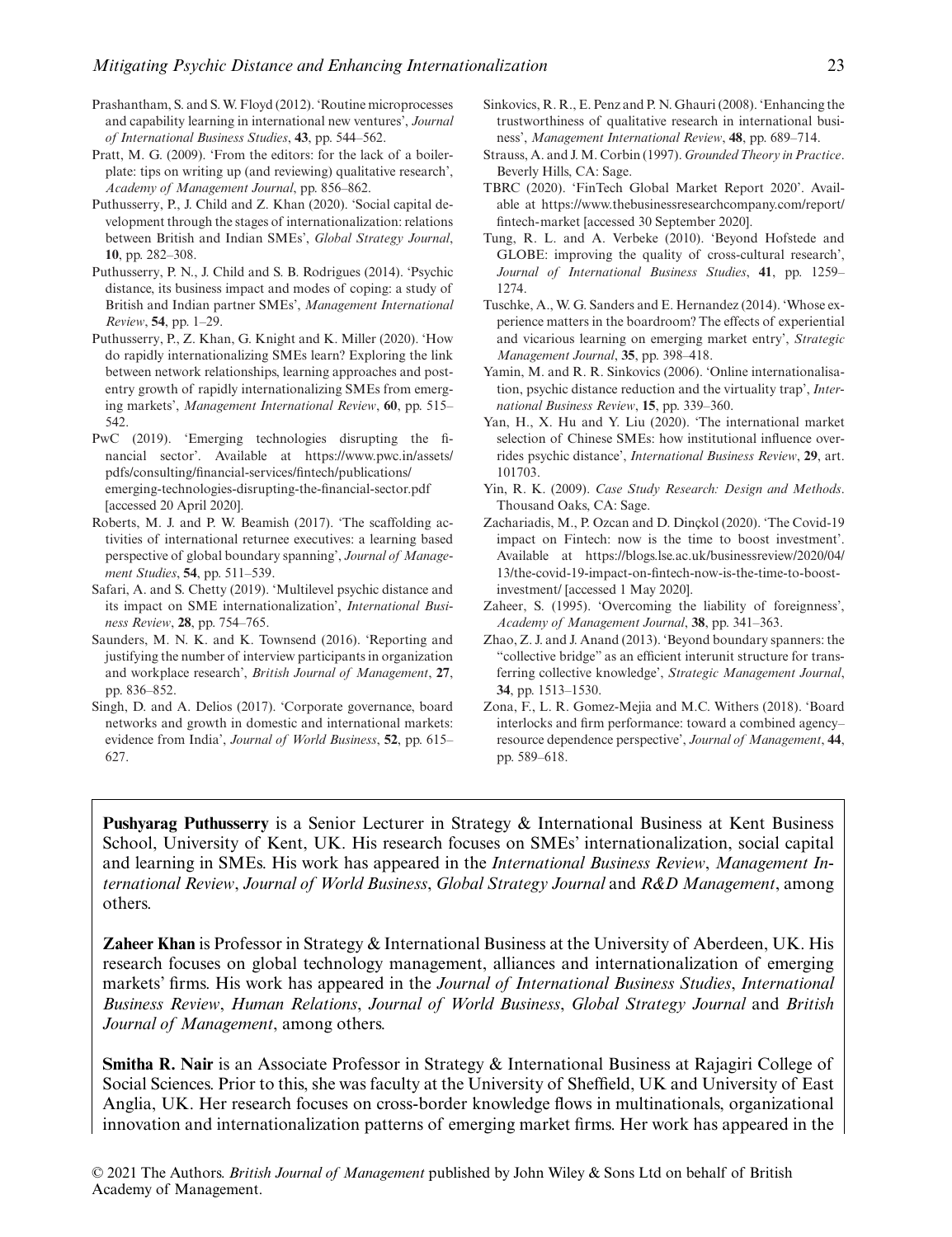Prashantham, S. and S. W. Floyd (2012). 'Routine microprocesses and capability learning in international new ventures', *Journal of International Business Studies*, **43**, pp. 544–562.

Pratt, M. G. (2009). 'From the editors: for the lack of a boilerplate: tips on writing up (and reviewing) qualitative research', *Academy of Management Journal*, pp. 856–862.

Puthusserry, P., J. Child and Z. Khan (2020). 'Social capital development through the stages of internationalization: relations between British and Indian SMEs', *Global Strategy Journal*, **10**, pp. 282–308.

Puthusserry, P. N., J. Child and S. B. Rodrigues (2014). 'Psychic distance, its business impact and modes of coping: a study of British and Indian partner SMEs', *Management International Review*, **54**, pp. 1–29.

Puthusserry, P., Z. Khan, G. Knight and K. Miller (2020). 'How do rapidly internationalizing SMEs learn? Exploring the link between network relationships, learning approaches and post-entry growth of rapidly internationalizing SMEs from emerging markets', *Management International Review*, **60**, pp. 515–542.

PwC (2019). 'Emerging technologies disrupting the financial sector'. Available at https://www.pwc.in/assets/pdfs/consulting/financial-services/fintech/publications/emerging-technologies-disrupting-the-financial-sector.pdf [accessed 20 April 2020].

Roberts, M. J. and P. W. Beamish (2017). 'The scaffolding activities of international returnee executives: a learning based perspective of global boundary spanning', *Journal of Management Studies*, **54**, pp. 511–539.

Safari, A. and S. Chetty (2019). 'Multilevel psychic distance and its impact on SME internationalization', *International Business Review*, **28**, pp. 754–765.

Saunders, M. N. K. and K. Townsend (2016). 'Reporting and justifying the number of interview participants in organization and workplace research', *British Journal of Management*, **27**, pp. 836–852.

Singh, D. and A. Delios (2017). 'Corporate governance, board networks and growth in domestic and international markets: evidence from India', *Journal of World Business*, **52**, pp. 615–627.

Sinkovics, R. R., E. Penz and P. N. Ghauri (2008). 'Enhancing the trustworthiness of qualitative research in international business', *Management International Review*, **48**, pp. 689–714.

Strauss, A. and J. M. Corbin (1997). *Grounded Theory in Practice*. Beverly Hills, CA: Sage.

TBRC (2020). 'FinTech Global Market Report 2020'. Available at https://www.thebusinessresearchcompany.com/report/fintech-market [accessed 30 September 2020].

Tung, R. L. and A. Verbeke (2010). 'Beyond Hofstede and GLOBE: improving the quality of cross-cultural research', *Journal of International Business Studies*, **41**, pp. 1259–1274.

Tuschke, A., W. G. Sanders and E. Hernandez (2014). 'Whose experience matters in the boardroom? The effects of experiential and vicarious learning on emerging market entry', *Strategic Management Journal*, **35**, pp. 398–418.

Yamin, M. and R. R. Sinkovics (2006). 'Online internationalisation, psychic distance reduction and the virtuality trap', *International Business Review*, **15**, pp. 339–360.

Yan, H., X. Hu and Y. Liu (2020). 'The international market selection of Chinese SMEs: how institutional influence overrides psychic distance', *International Business Review*, **29**, art. 101703.

Yin, R. K. (2009). *Case Study Research: Design and Methods*. Thousand Oaks, CA: Sage.

Zachariadis, M., P. Ozcan and D. Dinçkol (2020). 'The Covid-19 impact on Fintech: now is the time to boost investment'. Available at https://blogs.lse.ac.uk/businessreview/2020/04/13/the-covid-19-impact-on-fintech-now-is-the-time-to-boost-investment/ [accessed 1 May 2020].

Zaheer, S. (1995). 'Overcoming the liability of foreignness', *Academy of Management Journal*, **38**, pp. 341–363.

Zhao, Z. J. and J. Anand (2013). 'Beyond boundary spanners: the "collective bridge" as an efficient interunit structure for transferring collective knowledge', *Strategic Management Journal*, **34**, pp. 1513–1530.

Zona, F., L. R. Gomez-Mejia and M.C. Withers (2018). 'Board interlocks and firm performance: toward a combined agency–resource dependence perspective', *Journal of Management*, **44**, pp. 589–618.

**Pushyarag Puthusserry** is a Senior Lecturer in Strategy & International Business at Kent Business School, University of Kent, UK. His research focuses on SMEs' internationalization, social capital and learning in SMEs. His work has appeared in the *International Business Review*, *Management International Review*, *Journal of World Business*, *Global Strategy Journal* and *R&D Management*, among others.

**Zaheer Khan** is Professor in Strategy & International Business at the University of Aberdeen, UK. His research focuses on global technology management, alliances and internationalization of emerging markets' firms. His work has appeared in the *Journal of International Business Studies*, *International Business Review*, *Human Relations*, *Journal of World Business*, *Global Strategy Journal* and *British Journal of Management*, among others.

**Smitha R. Nair** is an Associate Professor in Strategy & International Business at Rajagiri College of Social Sciences. Prior to this, she was faculty at the University of Sheffield, UK and University of East Anglia, UK. Her research focuses on cross-border knowledge flows in multinationals, organizational innovation and internationalization patterns of emerging market firms. Her work has appeared in the

© 2021 The Authors. *British Journal of Management* published by John Wiley & Sons Ltd on behalf of British Academy of Management.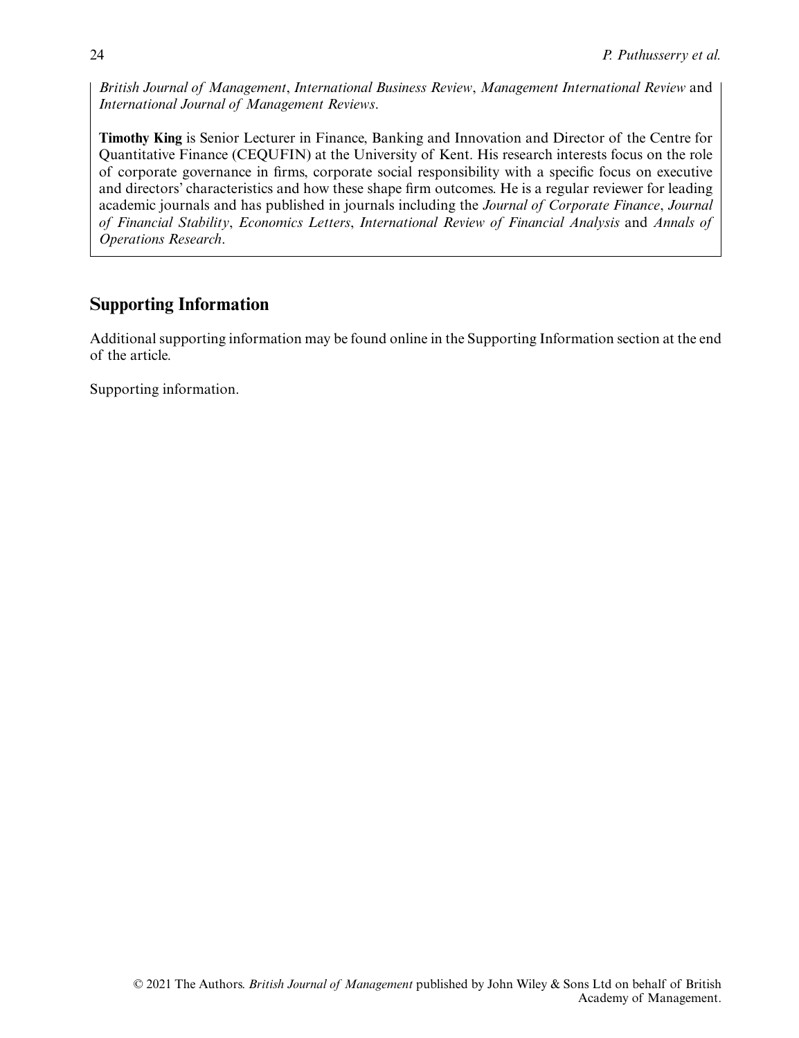*British Journal of Management*, *International Business Review*, *Management International Review* and *International Journal of Management Reviews*.

**Timothy King** is Senior Lecturer in Finance, Banking and Innovation and Director of the Centre for Quantitative Finance (CEQUFIN) at the University of Kent. His research interests focus on the role of corporate governance in firms, corporate social responsibility with a specific focus on executive and directors' characteristics and how these shape firm outcomes. He is a regular reviewer for leading academic journals and has published in journals including the *Journal of Corporate Finance*, *Journal of Financial Stability*, *Economics Letters*, *International Review of Financial Analysis* and *Annals of Operations Research*.

## Supporting Information

Additional supporting information may be found online in the Supporting Information section at the end of the article.

Supporting information.

© 2021 The Authors. *British Journal of Management* published by John Wiley & Sons Ltd on behalf of British Academy of Management.